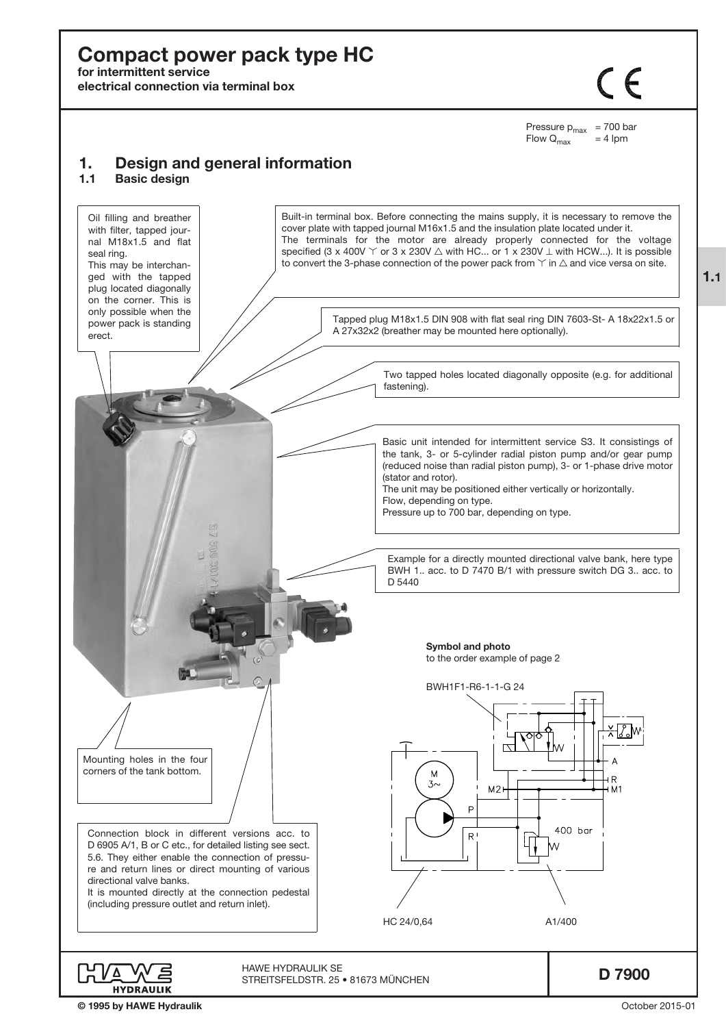# Compact power pack type HC

**for intermittent service**
**electrical connection via terminal box**

Pressure $p_{max}$ = 700 bar
Flow $Q_{max}$ = 4 lpm

## 1. Design and general information

### 1.1 Basic design

Oil filling and breather with filter, tapped journal M18x1.5 and flat seal ring.
This may be interchanged with the tapped plug located diagonally on the corner. This is only possible when the power pack is standing erect.

Built-in terminal box. Before connecting the mains supply, it is necessary to remove the cover plate with tapped journal M16x1.5 and the insulation plate located under it.
The terminals for the motor are already properly connected for the voltage specified (3 x 400V Y or 3 x 230V △ with HC... or 1 x 230V ⊥ with HCW...). It is possible to convert the 3-phase connection of the power pack from Y in △ and vice versa on site.

Tapped plug M18x1.5 DIN 908 with flat seal ring DIN 7603-St- A 18x22x1.5 or A 27x32x2 (breather may be mounted here optionally).

Two tapped holes located diagonally opposite (e.g. for additional fastening).

Basic unit intended for intermittent service S3. It consistings of the tank, 3- or 5-cylinder radial piston pump and/or gear pump (reduced noise than radial piston pump), 3- or 1-phase drive motor (stator and rotor).
The unit may be positioned either vertically or horizontally.
Flow, depending on type.
Pressure up to 700 bar, depending on type.

Example for a directly mounted directional valve bank, here type BWH 1.. acc. to D 7470 B/1 with pressure switch DG 3.. acc. to D 5440

Mounting holes in the four corners of the tank bottom.

Connection block in different versions acc. to D 6905 A/1, B or C etc., for detailed listing see sect. 5.6. They either enable the connection of pressure and return lines or direct mounting of various directional valve banks.
It is mounted directly at the connection pedestal (including pressure outlet and return inlet).

**Symbol and photo**
to the order example of page 2

BWH1F1-R6-1-1-G 24

HC 24/0,64

A1/400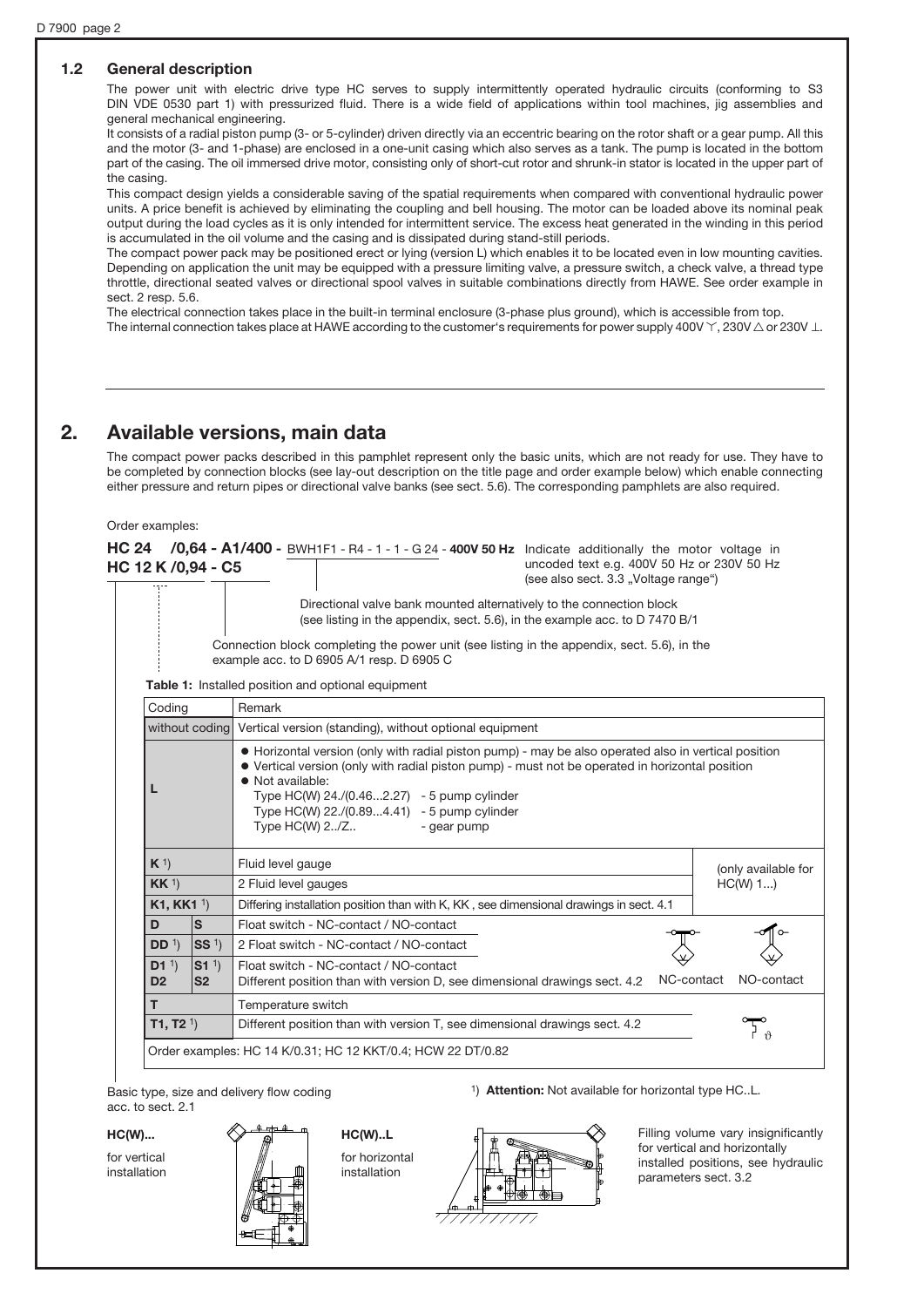## 1.2 General description

The power unit with electric drive type HC serves to supply intermittently operated hydraulic circuits (conforming to S3 DIN VDE 0530 part 1) with pressurized fluid. There is a wide field of applications within tool machines, jig assemblies and general mechanical engineering.

It consists of a radial piston pump (3- or 5-cylinder) driven directly via an eccentric bearing on the rotor shaft or a gear pump. All this and the motor (3- and 1-phase) are enclosed in a one-unit casing which also serves as a tank. The pump is located in the bottom part of the casing. The oil immersed drive motor, consisting only of short-cut rotor and shrunk-in stator is located in the upper part of the casing.

This compact design yields a considerable saving of the spatial requirements when compared with conventional hydraulic power units. A price benefit is achieved by eliminating the coupling and bell housing. The motor can be loaded above its nominal peak output during the load cycles as it is only intended for intermittent service. The excess heat generated in the winding in this period is accumulated in the oil volume and the casing and is dissipated during stand-still periods.

The compact power pack may be positioned erect or lying (version L) which enables it to be located even in low mounting cavities. Depending on application the unit may be equipped with a pressure limiting valve, a pressure switch, a check valve, a thread type throttle, directional seated valves or directional spool valves in suitable combinations directly from HAWE. See order example in sect. 2 resp. 5.6.

The electrical connection takes place in the built-in terminal enclosure (3-phase plus ground), which is accessible from top.
The internal connection takes place at HAWE according to the customer's requirements for power supply 400V ⋎, 230V △ or 230V ⊥.

## 2. Available versions, main data

The compact power packs described in this pamphlet represent only the basic units, which are not ready for use. They have to be completed by connection blocks (see lay-out description on the title page and order example below) which enable connecting either pressure and return pipes or directional valve banks (see sect. 5.6). The corresponding pamphlets are also required.

Order examples:

**HC 24 /0,64 - A1/400 -** BWH1F1 - R4 - 1 - 1 - G 24 - **400V 50 Hz**
**HC 12 K /0,94 - C5**

- **400V 50 Hz**: Indicate additionally the motor voltage in uncoded text e.g. 400V 50 Hz or 230V 50 Hz (see also sect. 3.3 „Voltage range")
- **BWH1F1 - R4 - 1 - 1 - G 24**: Directional valve bank mounted alternatively to the connection block (see listing in the appendix, sect. 5.6), in the example acc. to D 7470 B/1
- **A1/400 / C5**: Connection block completing the power unit (see listing in the appendix, sect. 5.6), in the example acc. to D 6905 A/1 resp. D 6905 C
- **HC 24 /0,64**: Basic type, size and delivery flow coding acc. to sect. 2.1

**Table 1:** Installed position and optional equipment

| Coding | | Remark | |
|---|---|---|---|
| without coding | | Vertical version (standing), without optional equipment | |
| **L** | | ● Horizontal version (only with radial piston pump) - may be also operated also in vertical position<br>● Vertical version (only with radial piston pump) - must not be operated in horizontal position<br>● Not available:<br>Type HC(W) 24./(0.46...2.27) - 5 pump cylinder<br>Type HC(W) 22./(0.89...4.41) - 5 pump cylinder<br>Type HC(W) 2../Z.. - gear pump | |
| **K** [1] | | Fluid level gauge | (only available for HC(W) 1...) |
| **KK** [1] | | 2 Fluid level gauges | |
| **K1, KK1** [1] | | Differing installation position than with K, KK , see dimensional drawings in sect. 4.1 | |
| **D** | **S** | Float switch - NC-contact / NO-contact | |
| **DD** [1] | **SS** [1] | 2 Float switch - NC-contact / NO-contact | |
| **D1** [1]<br>**D2** | **S1** [1]<br>**S2** | Float switch - NC-contact / NO-contact<br>Different position than with version D, see dimensional drawings sect. 4.2 | NC-contact / NO-contact |
| **T** | | Temperature switch | |
| **T1, T2** [1] | | Different position than with version T, see dimensional drawings sect. 4.2 | |

Order examples: HC 14 K/0.31; HC 12 KKT/0.4; HCW 22 DT/0.82

[1] **Attention:** Not available for horizontal type HC..L.

**HC(W)...**
for vertical installation

**HC(W)..L**
for horizontal installation

Filling volume vary insignificantly for vertical and horizontally installed positions, see hydraulic parameters sect. 3.2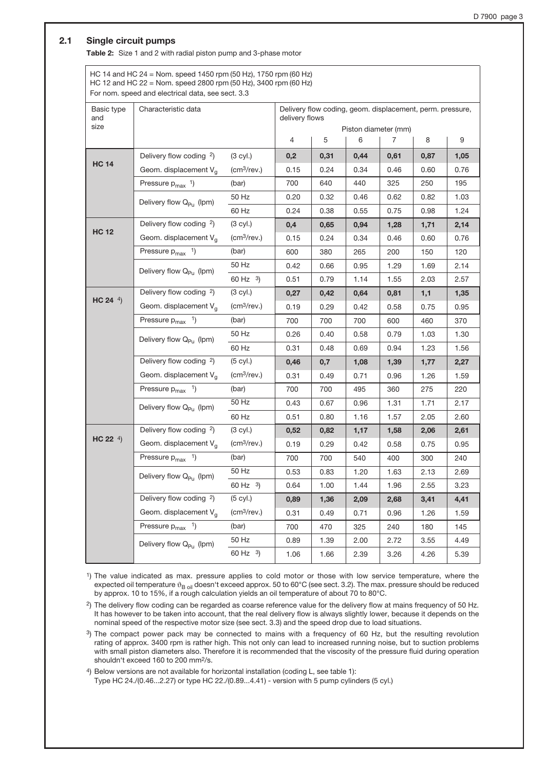## 2.1 Single circuit pumps

**Table 2:** Size 1 and 2 with radial piston pump and 3-phase motor

HC 14 and HC 24 = Nom. speed 1450 rpm (50 Hz), 1750 rpm (60 Hz)
HC 12 and HC 22 = Nom. speed 2800 rpm (50 Hz), 3400 rpm (60 Hz)
For nom. speed and electrical data, see sect. 3.3

| Basic type and size | Characteristic data | | Delivery flow coding, geom. displacement, perm. pressure, delivery flows | | | | | |
|---|---|---|---|---|---|---|---|---|
| | | | Piston diameter (mm) | | | | | |
| | | | 4 | 5 | 6 | 7 | 8 | 9 |
| **HC 14** | Delivery flow coding [2] | (3 cyl.) | **0,2** | **0,31** | **0,44** | **0,61** | **0,87** | **1,05** |
| | Geom. displacement $V_g$ | ($cm^3$/rev.) | 0.15 | 0.24 | 0.34 | 0.46 | 0.60 | 0.76 |
| | Pressure $p_{max}$ [1] | (bar) | 700 | 640 | 440 | 325 | 250 | 195 |
| | Delivery flow $Q_{Pu}$ (lpm) | 50 Hz | 0.20 | 0.32 | 0.46 | 0.62 | 0.82 | 1.03 |
| | | 60 Hz | 0.24 | 0.38 | 0.55 | 0.75 | 0.98 | 1.24 |
| **HC 12** | Delivery flow coding [2] | (3 cyl.) | **0,4** | **0,65** | **0,94** | **1,28** | **1,71** | **2,14** |
| | Geom. displacement $V_g$ | ($cm^3$/rev.) | 0.15 | 0.24 | 0.34 | 0.46 | 0.60 | 0.76 |
| | Pressure $p_{max}$ [1] | (bar) | 600 | 380 | 265 | 200 | 150 | 120 |
| | Delivery flow $Q_{Pu}$ (lpm) | 50 Hz | 0.42 | 0.66 | 0.95 | 1.29 | 1.69 | 2.14 |
| | | 60 Hz [3] | 0.51 | 0.79 | 1.14 | 1.55 | 2.03 | 2.57 |
| **HC 24** [4] | Delivery flow coding [2] | (3 cyl.) | **0,27** | **0,42** | **0,64** | **0,81** | **1,1** | **1,35** |
| | Geom. displacement $V_g$ | ($cm^3$/rev.) | 0.19 | 0.29 | 0.42 | 0.58 | 0.75 | 0.95 |
| | Pressure $p_{max}$ [1] | (bar) | 700 | 700 | 700 | 600 | 460 | 370 |
| | Delivery flow $Q_{Pu}$ (lpm) | 50 Hz | 0.26 | 0.40 | 0.58 | 0.79 | 1.03 | 1.30 |
| | | 60 Hz | 0.31 | 0.48 | 0.69 | 0.94 | 1.23 | 1.56 |
| | Delivery flow coding [2] | (5 cyl.) | **0,46** | **0,7** | **1,08** | **1,39** | **1,77** | **2,27** |
| | Geom. displacement $V_g$ | ($cm^3$/rev.) | 0.31 | 0.49 | 0.71 | 0.96 | 1.26 | 1.59 |
| | Pressure $p_{max}$ [1] | (bar) | 700 | 700 | 495 | 360 | 275 | 220 |
| | Delivery flow $Q_{Pu}$ (lpm) | 50 Hz | 0.43 | 0.67 | 0.96 | 1.31 | 1.71 | 2.17 |
| | | 60 Hz | 0.51 | 0.80 | 1.16 | 1.57 | 2.05 | 2.60 |
| **HC 22** [4] | Delivery flow coding [2] | (3 cyl.) | **0,52** | **0,82** | **1,17** | **1,58** | **2,06** | **2,61** |
| | Geom. displacement $V_g$ | ($cm^3$/rev.) | 0.19 | 0.29 | 0.42 | 0.58 | 0.75 | 0.95 |
| | Pressure $p_{max}$ [1] | (bar) | 700 | 700 | 540 | 400 | 300 | 240 |
| | Delivery flow $Q_{Pu}$ (lpm) | 50 Hz | 0.53 | 0.83 | 1.20 | 1.63 | 2.13 | 2.69 |
| | | 60 Hz [3] | 0.64 | 1.00 | 1.44 | 1.96 | 2.55 | 3.23 |
| | Delivery flow coding [2] | (5 cyl.) | **0,89** | **1,36** | **2,09** | **2,68** | **3,41** | **4,41** |
| | Geom. displacement $V_g$ | ($cm^3$/rev.) | 0.31 | 0.49 | 0.71 | 0.96 | 1.26 | 1.59 |
| | Pressure $p_{max}$ [1] | (bar) | 700 | 470 | 325 | 240 | 180 | 145 |
| | Delivery flow $Q_{Pu}$ (lpm) | 50 Hz | 0.89 | 1.39 | 2.00 | 2.72 | 3.55 | 4.49 |
| | | 60 Hz [3] | 1.06 | 1.66 | 2.39 | 3.26 | 4.26 | 5.39 |

[1] The value indicated as max. pressure applies to cold motor or those with low service temperature, where the expected oil temperature $\vartheta_{B\ oil}$ doesn't exceed approx. 50 to 60°C (see sect. 3.2). The max. pressure should be reduced by approx. 10 to 15%, if a rough calculation yields an oil temperature of about 70 to 80°C.

[2] The delivery flow coding can be regarded as coarse reference value for the delivery flow at mains frequency of 50 Hz. It has however to be taken into account, that the real delivery flow is always slightly lower, because it depends on the nominal speed of the respective motor size (see sect. 3.3) and the speed drop due to load situations.

[3] The compact power pack may be connected to mains with a frequency of 60 Hz, but the resulting revolution rating of approx. 3400 rpm is rather high. This not only can lead to increased running noise, but to suction problems with small piston diameters also. Therefore it is recommended that the viscosity of the pressure fluid during operation shouldn't exceed 160 to 200 $mm^2/s$.

[4] Below versions are not available for horizontal installation (coding L, see table 1):
Type HC 24./(0.46...2.27) or type HC 22./(0.89...4.41) - version with 5 pump cylinders (5 cyl.)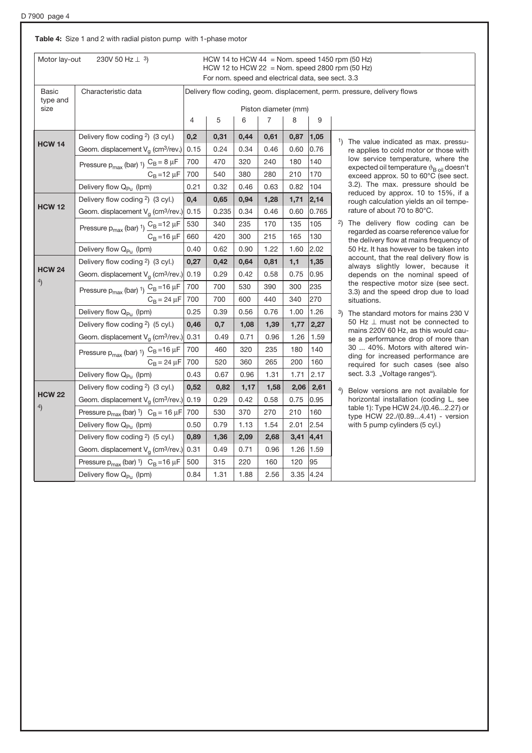**Table 4:** Size 1 and 2 with radial piston pump with 1-phase motor

| Motor lay-out | 230V 50 Hz ⊥ [3] | HCW 14 to HCW 44 = Nom. speed 1450 rpm (50 Hz)<br>HCW 12 to HCW 22 = Nom. speed 2800 rpm (50 Hz)<br>For nom. speed and electrical data, see sect. 3.3 | | | | | |
|---|---|---|---|---|---|---|---|
| Basic type and size | Characteristic data | Delivery flow coding, geom. displacement, perm. pressure, delivery flows | | | | | |
| | | Piston diameter (mm) | | | | | |
| | | 4 | 5 | 6 | 7 | 8 | 9 |
| **HCW 14** | Delivery flow coding [2] (3 cyl.) | **0,2** | **0,31** | **0,44** | **0,61** | **0,87** | **1,05** |
| | Geom. displacement $V_g$ (cm³/rev.) | 0.15 | 0.24 | 0.34 | 0.46 | 0.60 | 0.76 |
| | Pressure $p_{max}$ (bar) [1] $C_B = 8\ \mu F$ | 700 | 470 | 320 | 240 | 180 | 140 |
| | $C_B = 12\ \mu F$ | 700 | 540 | 380 | 280 | 210 | 170 |
| | Delivery flow $Q_{Pu}$ (lpm) | 0.21 | 0.32 | 0.46 | 0.63 | 0.82 | 104 |
| **HCW 12** | Delivery flow coding [2] (3 cyl.) | **0,4** | **0,65** | **0,94** | **1,28** | **1,71** | **2,14** |
| | Geom. displacement $V_g$ (cm³/rev.) | 0.15 | 0.235 | 0.34 | 0.46 | 0.60 | 0.765 |
| | Pressure $p_{max}$ (bar) [1] $C_B = 12\ \mu F$ | 530 | 340 | 235 | 170 | 135 | 105 |
| | $C_B = 16\ \mu F$ | 660 | 420 | 300 | 215 | 165 | 130 |
| | Delivery flow $Q_{Pu}$ (lpm) | 0.40 | 0.62 | 0.90 | 1.22 | 1.60 | 2.02 |
| **HCW 24** [4] | Delivery flow coding [2] (3 cyl.) | **0,27** | **0,42** | **0,64** | **0,81** | **1,1** | **1,35** |
| | Geom. displacement $V_g$ (cm³/rev.) | 0.19 | 0.29 | 0.42 | 0.58 | 0.75 | 0.95 |
| | Pressure $p_{max}$ (bar) [1] $C_B = 16\ \mu F$ | 700 | 700 | 530 | 390 | 300 | 235 |
| | $C_B = 24\ \mu F$ | 700 | 700 | 600 | 440 | 340 | 270 |
| | Delivery flow $Q_{Pu}$ (lpm) | 0.25 | 0.39 | 0.56 | 0.76 | 1.00 | 1.26 |
| | Delivery flow coding [2] (5 cyl.) | **0,46** | **0,7** | **1,08** | **1,39** | **1,77** | **2,27** |
| | Geom. displacement $V_g$ (cm³/rev.) | 0.31 | 0.49 | 0.71 | 0.96 | 1.26 | 1.59 |
| | Pressure $p_{max}$ (bar) [1] $C_B = 16\ \mu F$ | 700 | 460 | 320 | 235 | 180 | 140 |
| | $C_B = 24\ \mu F$ | 700 | 520 | 360 | 265 | 200 | 160 |
| | Delivery flow $Q_{Pu}$ (lpm) | 0.43 | 0.67 | 0.96 | 1.31 | 1.71 | 2.17 |
| **HCW 22** [4] | Delivery flow coding [2] (3 cyl.) | **0,52** | **0,82** | **1,17** | **1,58** | **2,06** | **2,61** |
| | Geom. displacement $V_g$ (cm³/rev.) | 0.19 | 0.29 | 0.42 | 0.58 | 0.75 | 0.95 |
| | Pressure $p_{max}$ (bar) [1] $C_B = 16\ \mu F$ | 700 | 530 | 370 | 270 | 210 | 160 |
| | Delivery flow $Q_{Pu}$ (lpm) | 0.50 | 0.79 | 1.13 | 1.54 | 2.01 | 2.54 |
| | Delivery flow coding [2] (5 cyl.) | **0,89** | **1,36** | **2,09** | **2,68** | **3,41** | **4,41** |
| | Geom. displacement $V_g$ (cm³/rev.) | 0.31 | 0.49 | 0.71 | 0.96 | 1.26 | 1.59 |
| | Pressure $p_{max}$ (bar) [1] $C_B = 16\ \mu F$ | 500 | 315 | 220 | 160 | 120 | 95 |
| | Delivery flow $Q_{Pu}$ (lpm) | 0.84 | 1.31 | 1.88 | 2.56 | 3.35 | 4.24 |

[1] The value indicated as max. pressure applies to cold motor or those with low service temperature, where the expected oil temperature $\vartheta_{B\ oil}$ doesn't exceed approx. 50 to 60°C (see sect. 3.2). The max. pressure should be reduced by approx. 10 to 15%, if a rough calculation yields an oil temperature of about 70 to 80°C.

[2] The delivery flow coding can be regarded as coarse reference value for the delivery flow at mains frequency of 50 Hz. It has however to be taken into account, that the real delivery flow is always slightly lower, because it depends on the nominal speed of the respective motor size (see sect. 3.3) and the speed drop due to load situations.

[3] The standard motors for mains 230 V 50 Hz ⊥ must not be connected to mains 220V 60 Hz, as this would cause a performance drop of more than 30 ... 40%. Motors with altered winding for increased performance are required for such cases (see also sect. 3.3 „Voltage ranges").

[4] Below versions are not available for horizontal installation (coding L, see table 1): Type HCW 24./(0.46...2.27) or type HCW 22./(0.89...4.41) - version with 5 pump cylinders (5 cyl.)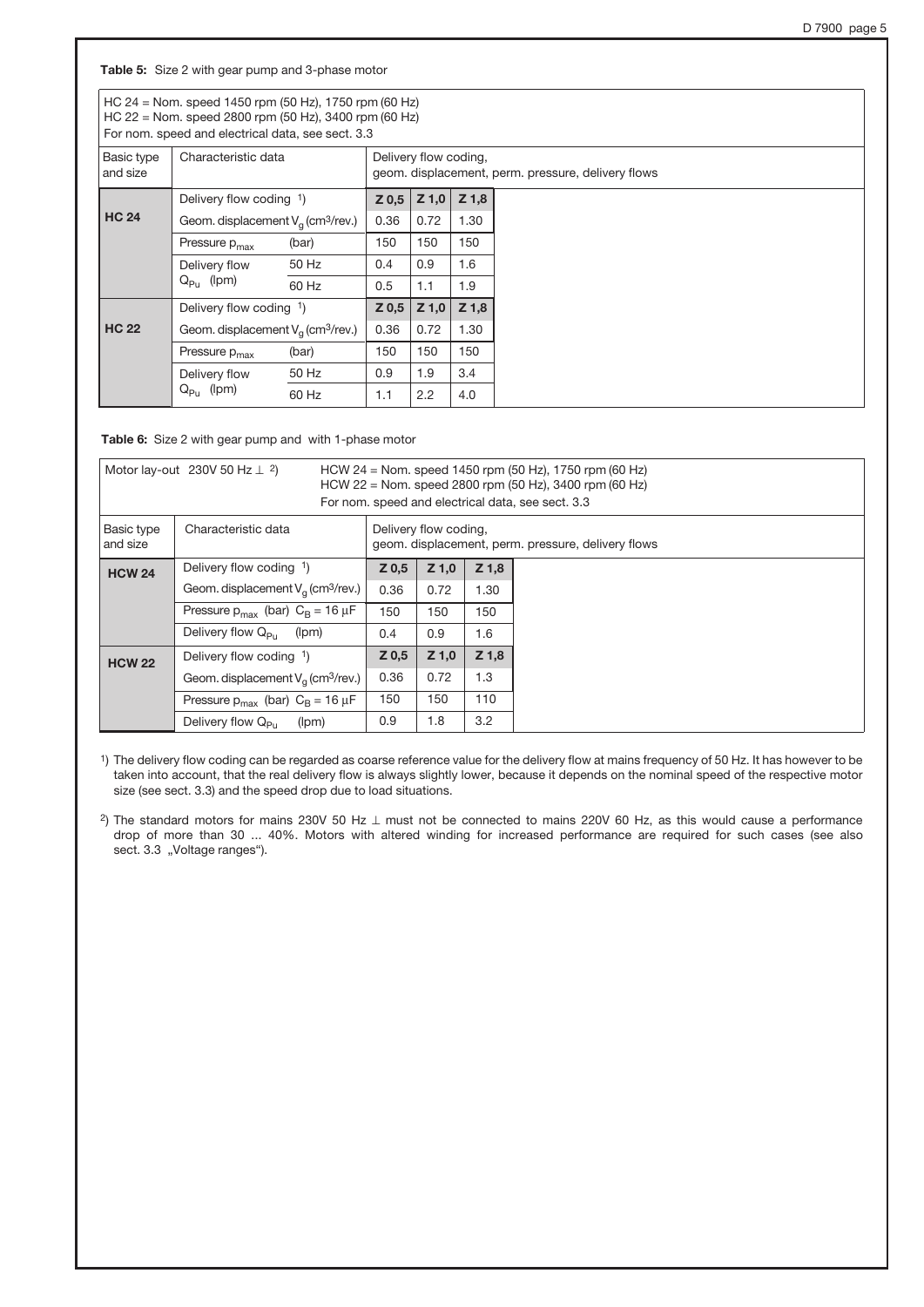**Table 5:** Size 2 with gear pump and 3-phase motor

HC 24 = Nom. speed 1450 rpm (50 Hz), 1750 rpm (60 Hz)
HC 22 = Nom. speed 2800 rpm (50 Hz), 3400 rpm (60 Hz)
For nom. speed and electrical data, see sect. 3.3

| Basic type and size | Characteristic data | | Delivery flow coding, geom. displacement, perm. pressure, delivery flows | | |
|---|---|---|---|---|---|
| **HC 24** | Delivery flow coding [1] | | **Z 0,5** | **Z 1,0** | **Z 1,8** |
| | Geom. displacement $V_g$ ($cm^3$/rev.) | | 0.36 | 0.72 | 1.30 |
| | Pressure $p_{max}$ | (bar) | 150 | 150 | 150 |
| | Delivery flow $Q_{Pu}$ (lpm) | 50 Hz | 0.4 | 0.9 | 1.6 |
| | | 60 Hz | 0.5 | 1.1 | 1.9 |
| **HC 22** | Delivery flow coding [1] | | **Z 0,5** | **Z 1,0** | **Z 1,8** |
| | Geom. displacement $V_g$ ($cm^3$/rev.) | | 0.36 | 0.72 | 1.30 |
| | Pressure $p_{max}$ | (bar) | 150 | 150 | 150 |
| | Delivery flow $Q_{Pu}$ (lpm) | 50 Hz | 0.9 | 1.9 | 3.4 |
| | | 60 Hz | 1.1 | 2.2 | 4.0 |

**Table 6:** Size 2 with gear pump and with 1-phase motor

Motor lay-out 230V 50 Hz ⊥ [2]

HCW 24 = Nom. speed 1450 rpm (50 Hz), 1750 rpm (60 Hz)
HCW 22 = Nom. speed 2800 rpm (50 Hz), 3400 rpm (60 Hz)
For nom. speed and electrical data, see sect. 3.3

| Basic type and size | Characteristic data | Delivery flow coding, geom. displacement, perm. pressure, delivery flows | | |
|---|---|---|---|---|
| **HCW 24** | Delivery flow coding [1] | **Z 0,5** | **Z 1,0** | **Z 1,8** |
| | Geom. displacement $V_g$ ($cm^3$/rev.) | 0.36 | 0.72 | 1.30 |
| | Pressure $p_{max}$ (bar) $C_B = 16\ \mu F$ | 150 | 150 | 150 |
| | Delivery flow $Q_{Pu}$ (lpm) | 0.4 | 0.9 | 1.6 |
| **HCW 22** | Delivery flow coding [1] | **Z 0,5** | **Z 1,0** | **Z 1,8** |
| | Geom. displacement $V_g$ ($cm^3$/rev.) | 0.36 | 0.72 | 1.3 |
| | Pressure $p_{max}$ (bar) $C_B = 16\ \mu F$ | 150 | 150 | 110 |
| | Delivery flow $Q_{Pu}$ (lpm) | 0.9 | 1.8 | 3.2 |

[1] The delivery flow coding can be regarded as coarse reference value for the delivery flow at mains frequency of 50 Hz. It has however to be taken into account, that the real delivery flow is always slightly lower, because it depends on the nominal speed of the respective motor size (see sect. 3.3) and the speed drop due to load situations.

[2] The standard motors for mains 230V 50 Hz ⊥ must not be connected to mains 220V 60 Hz, as this would cause a performance drop of more than 30 ... 40%. Motors with altered winding for increased performance are required for such cases (see also sect. 3.3 „Voltage ranges").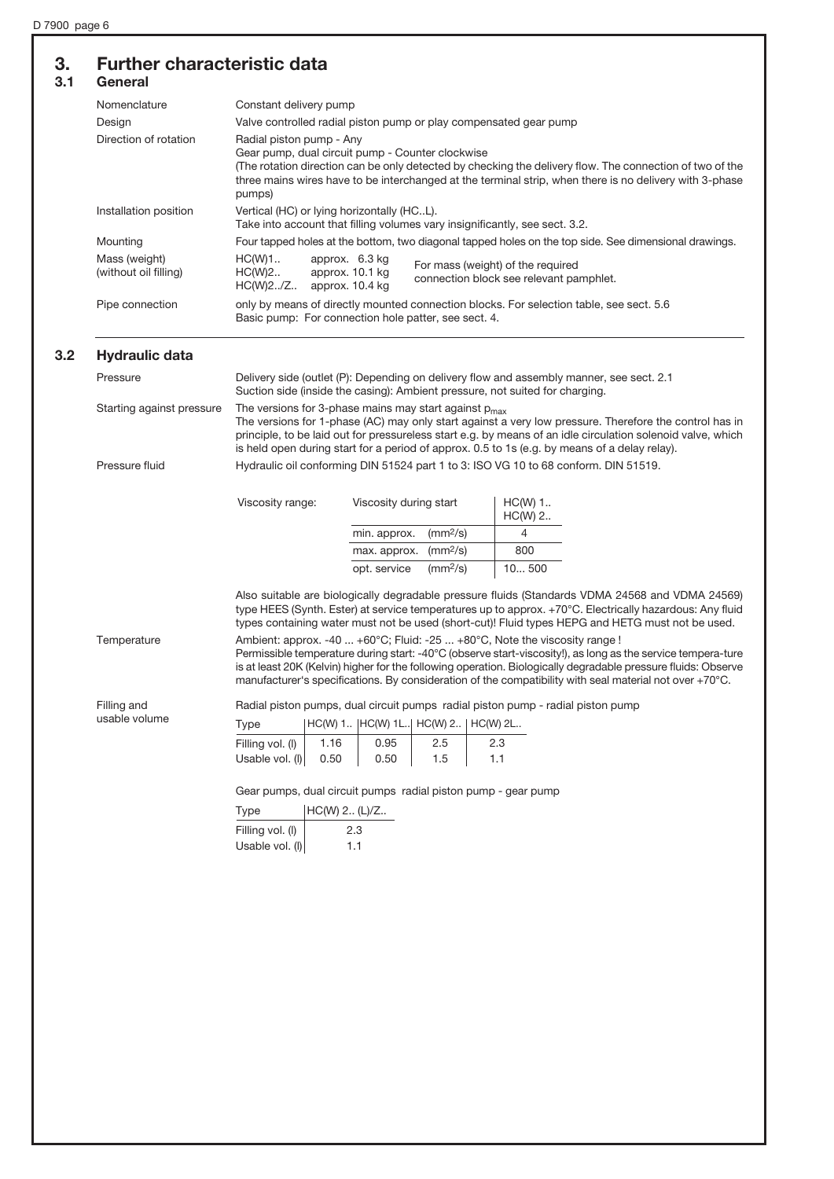# 3. Further characteristic data

## 3.1 General

| | |
|---|---|
| Nomenclature | Constant delivery pump |
| Design | Valve controlled radial piston pump or play compensated gear pump |
| Direction of rotation | Radial piston pump - Any<br>Gear pump, dual circuit pump - Counter clockwise<br>(The rotation direction can be only detected by checking the delivery flow. The connection of two of the three mains wires have to be interchanged at the terminal strip, when there is no delivery with 3-phase pumps) |
| Installation position | Vertical (HC) or lying horizontally (HC..L).<br>Take into account that filling volumes vary insignificantly, see sect. 3.2. |
| Mounting | Four tapped holes at the bottom, two diagonal tapped holes on the top side. See dimensional drawings. |
| Mass (weight) (without oil filling) | HC(W)1.. approx. 6.3 kg<br>HC(W)2.. approx. 10.1 kg<br>HC(W)2../Z.. approx. 10.4 kg<br>For mass (weight) of the required connection block see relevant pamphlet. |
| Pipe connection | only by means of directly mounted connection blocks. For selection table, see sect. 5.6<br>Basic pump: For connection hole patter, see sect. 4. |

## 3.2 Hydraulic data

**Pressure**

Delivery side (outlet (P): Depending on delivery flow and assembly manner, see sect. 2.1
Suction side (inside the casing): Ambient pressure, not suited for charging.

**Starting against pressure**

The versions for 3-phase mains may start against $p_{max}$
The versions for 1-phase (AC) may only start against a very low pressure. Therefore the control has in principle, to be laid out for pressureless start e.g. by means of an idle circulation solenoid valve, which is held open during start for a period of approx. 0.5 to 1s (e.g. by means of a delay relay).

**Pressure fluid**

Hydraulic oil conforming DIN 51524 part 1 to 3: ISO VG 10 to 68 conform. DIN 51519.

Viscosity range:

| Viscosity during start | | HC(W) 1..<br>HC(W) 2.. |
|---|---|---|
| min. approx. | ($mm^2/s$) | 4 |
| max. approx. | ($mm^2/s$) | 800 |
| opt. service | ($mm^2/s$) | 10... 500 |

Also suitable are biologically degradable pressure fluids (Standards VDMA 24568 and VDMA 24569) type HEES (Synth. Ester) at service temperatures up to approx. +70°C. Electrically hazardous: Any fluid types containing water must not be used (short-cut)! Fluid types HEPG and HETG must not be used.

**Temperature**

Ambient: approx. -40 ... +60°C; Fluid: -25 ... +80°C, Note the viscosity range !
Permissible temperature during start: -40°C (observe start-viscosity!), as long as the service tempera-ture is at least 20K (Kelvin) higher for the following operation. Biologically degradable pressure fluids: Observe manufacturer's specifications. By consideration of the compatibility with seal material not over +70°C.

**Filling and usable volume**

Radial piston pumps, dual circuit pumps radial piston pump - radial piston pump

| Type | HC(W) 1.. | HC(W) 1L.. | HC(W) 2.. | HC(W) 2L.. |
|---|---|---|---|---|
| Filling vol. (l) | 1.16 | 0.95 | 2.5 | 2.3 |
| Usable vol. (l) | 0.50 | 0.50 | 1.5 | 1.1 |

Gear pumps, dual circuit pumps radial piston pump - gear pump

| Type | HC(W) 2.. (L)/Z.. |
|---|---|
| Filling vol. (l) | 2.3 |
| Usable vol. (l) | 1.1 |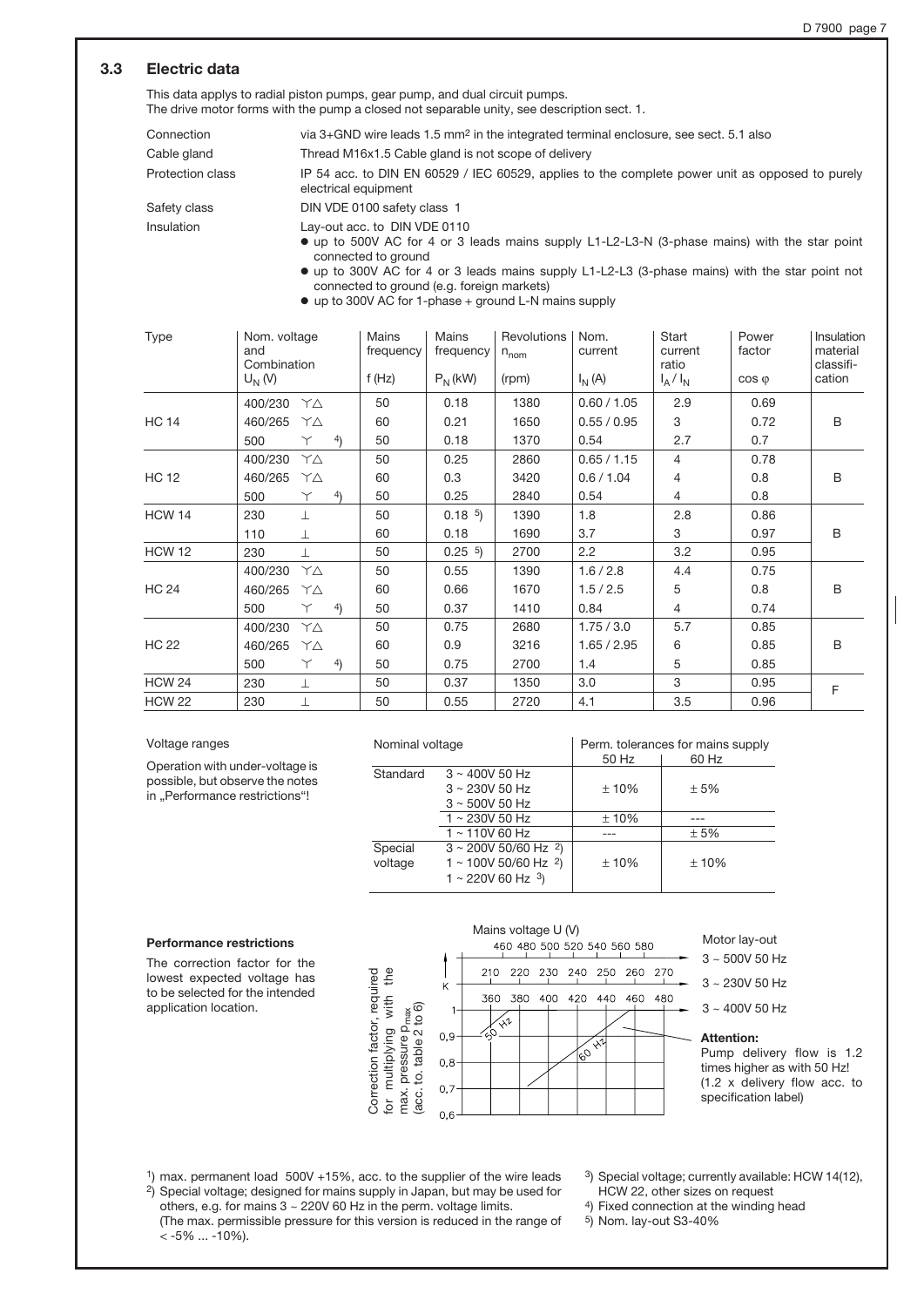## 3.3 Electric data

This data applys to radial piston pumps, gear pump, and dual circuit pumps.
The drive motor forms with the pump a closed not separable unity, see description sect. 1.

| | |
|---|---|
| Connection | via 3+GND wire leads 1.5 mm² in the integrated terminal enclosure, see sect. 5.1 also |
| Cable gland | Thread M16x1.5 Cable gland is not scope of delivery |
| Protection class | IP 54 acc. to DIN EN 60529 / IEC 60529, applies to the complete power unit as opposed to purely electrical equipment |
| Safety class | DIN VDE 0100 safety class 1 |
| Insulation | Lay-out acc. to DIN VDE 0110 |

- up to 500V AC for 4 or 3 leads mains supply L1-L2-L3-N (3-phase mains) with the star point connected to ground
- up to 300V AC for 4 or 3 leads mains supply L1-L2-L3 (3-phase mains) with the star point not connected to ground (e.g. foreign markets)
- up to 300V AC for 1-phase + ground L-N mains supply

| Type | Nom. voltage and Combination $U_N$ (V) | | Mains frequency f (Hz) | Mains frequency $P_N$ (kW) | Revolutions $n_{nom}$ (rpm) | Nom. current $I_N$ (A) | Start current ratio $I_A / I_N$ | Power factor cos φ | Insulation material classifi-cation |
|---|---|---|---|---|---|---|---|---|---|
| HC 14 | 400/230 | Y△ | 50 | 0.18 | 1380 | 0.60 / 1.05 | 2.9 | 0.69 | B |
| | 460/265 | Y△ | 60 | 0.21 | 1650 | 0.55 / 0.95 | 3 | 0.72 | |
| | 500 | Y [4] | 50 | 0.18 | 1370 | 0.54 | 2.7 | 0.7 | |
| HC 12 | 400/230 | Y△ | 50 | 0.25 | 2860 | 0.65 / 1.15 | 4 | 0.78 | B |
| | 460/265 | Y△ | 60 | 0.3 | 3420 | 0.6 / 1.04 | 4 | 0.8 | |
| | 500 | Y [4] | 50 | 0.25 | 2840 | 0.54 | 4 | 0.8 | |
| HCW 14 | 230 | ⊥ | 50 | 0.18 [5] | 1390 | 1.8 | 2.8 | 0.86 | B |
| | 110 | ⊥ | 60 | 0.18 | 1690 | 3.7 | 3 | 0.97 | |
| HCW 12 | 230 | ⊥ | 50 | 0.25 [5] | 2700 | 2.2 | 3.2 | 0.95 | |
| HC 24 | 400/230 | Y△ | 50 | 0.55 | 1390 | 1.6 / 2.8 | 4.4 | 0.75 | B |
| | 460/265 | Y△ | 60 | 0.66 | 1670 | 1.5 / 2.5 | 5 | 0.8 | |
| | 500 | Y [4] | 50 | 0.37 | 1410 | 0.84 | 4 | 0.74 | |
| HC 22 | 400/230 | Y△ | 50 | 0.75 | 2680 | 1.75 / 3.0 | 5.7 | 0.85 | B |
| | 460/265 | Y△ | 60 | 0.9 | 3216 | 1.65 / 2.95 | 6 | 0.85 | |
| | 500 | Y [4] | 50 | 0.75 | 2700 | 1.4 | 5 | 0.85 | |
| HCW 24 | 230 | ⊥ | 50 | 0.37 | 1350 | 3.0 | 3 | 0.95 | F |
| HCW 22 | 230 | ⊥ | 50 | 0.55 | 2720 | 4.1 | 3.5 | 0.96 | |

**Voltage ranges**

Operation with under-voltage is possible, but observe the notes in „Performance restrictions"!

| Nominal voltage | | Perm. tolerances for mains supply 50 Hz | 60 Hz |
|---|---|---|---|
| Standard | 3 ~ 400V 50 Hz<br>3 ~ 230V 50 Hz<br>3 ~ 500V 50 Hz | ± 10% | ± 5% |
| | 1 ~ 230V 50 Hz | ± 10% | --- |
| | 1 ~ 110V 60 Hz | --- | ± 5% |
| Special voltage | 3 ~ 200V 50/60 Hz [2]<br>1 ~ 100V 50/60 Hz [2]<br>1 ~ 220V 60 Hz [3] | ± 10% | ± 10% |

**Performance restrictions**

The correction factor for the lowest expected voltage has to be selected for the intended application location.

Mains voltage U (V)

| Motor lay-out | Mains voltage scale |
|---|---|
| 3 ~ 500V 50 Hz | 460 480 500 520 540 560 580 |
| 3 ~ 230V 50 Hz | 210 220 230 240 250 260 270 |
| 3 ~ 400V 50 Hz | 360 380 400 420 440 460 480 |

Correction factor, required for multiplying with the max. pressure $p_{max}$ (acc. to. table 2 to 6): K (1, 0.9, 0.8, 0.7, 0.6); curves: 50 Hz, 60 Hz

**Attention:**
Pump delivery flow is 1.2 times higher as with 50 Hz! (1.2 x delivery flow acc. to specification label)

[1]) max. permanent load 500V +15%, acc. to the supplier of the wire leads

[2]) Special voltage; designed for mains supply in Japan, but may be used for others, e.g. for mains 3 ~ 220V 60 Hz in the perm. voltage limits. (The max. permissible pressure for this version is reduced in the range of < -5% ... -10%).

[3]) Special voltage; currently available: HCW 14(12), HCW 22, other sizes on request

[4]) Fixed connection at the winding head

[5]) Nom. lay-out S3-40%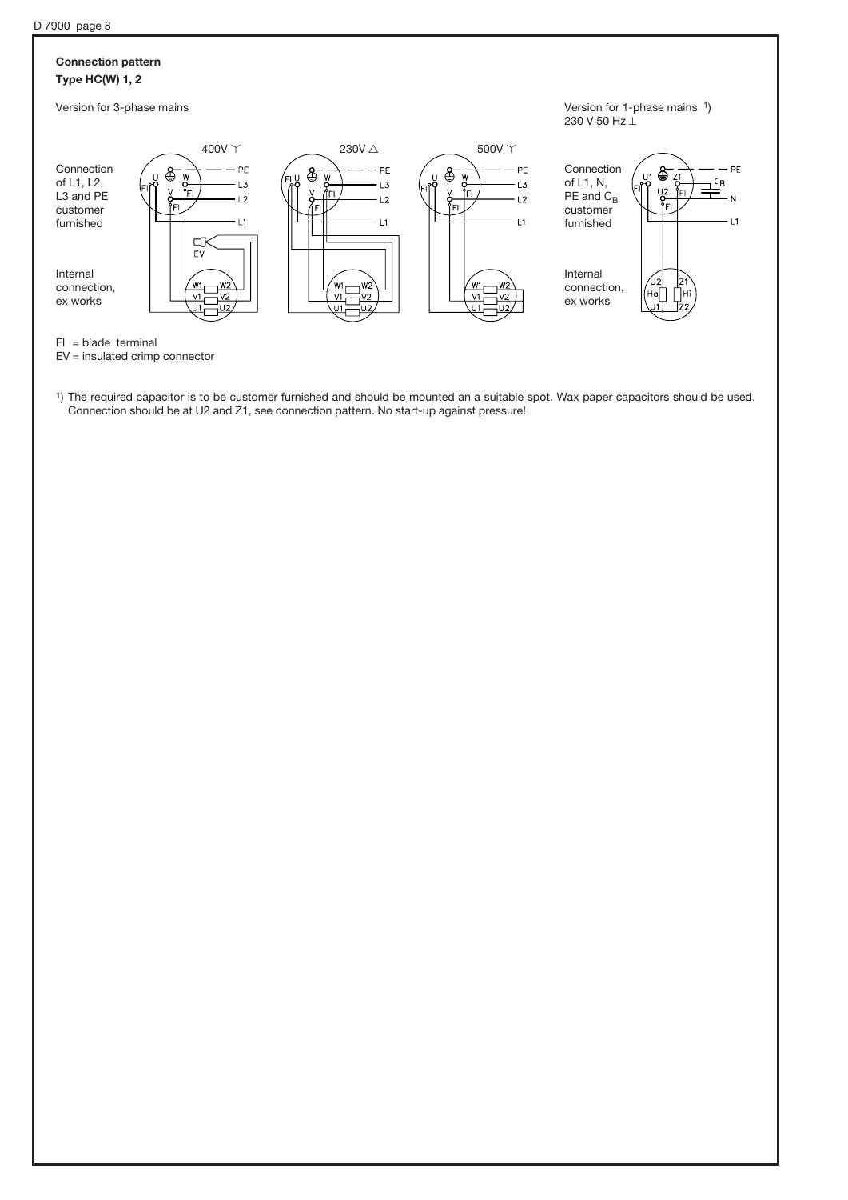**Connection pattern**

**Type HC(W) 1, 2**

Version for 3-phase mains

Version for 1-phase mains [1])
230 V 50 Hz ⊥

400V Y | 230V △ | 500V Y

Connection of L1, L2, L3 and PE customer furnished

Internal connection, ex works

Connection of L1, N, PE and $C_B$ customer furnished

Internal connection, ex works

Fl = blade terminal

EV = insulated crimp connector

[1]) The required capacitor is to be customer furnished and should be mounted an a suitable spot. Wax paper capacitors should be used. Connection should be at U2 and Z1, see connection pattern. No start-up against pressure!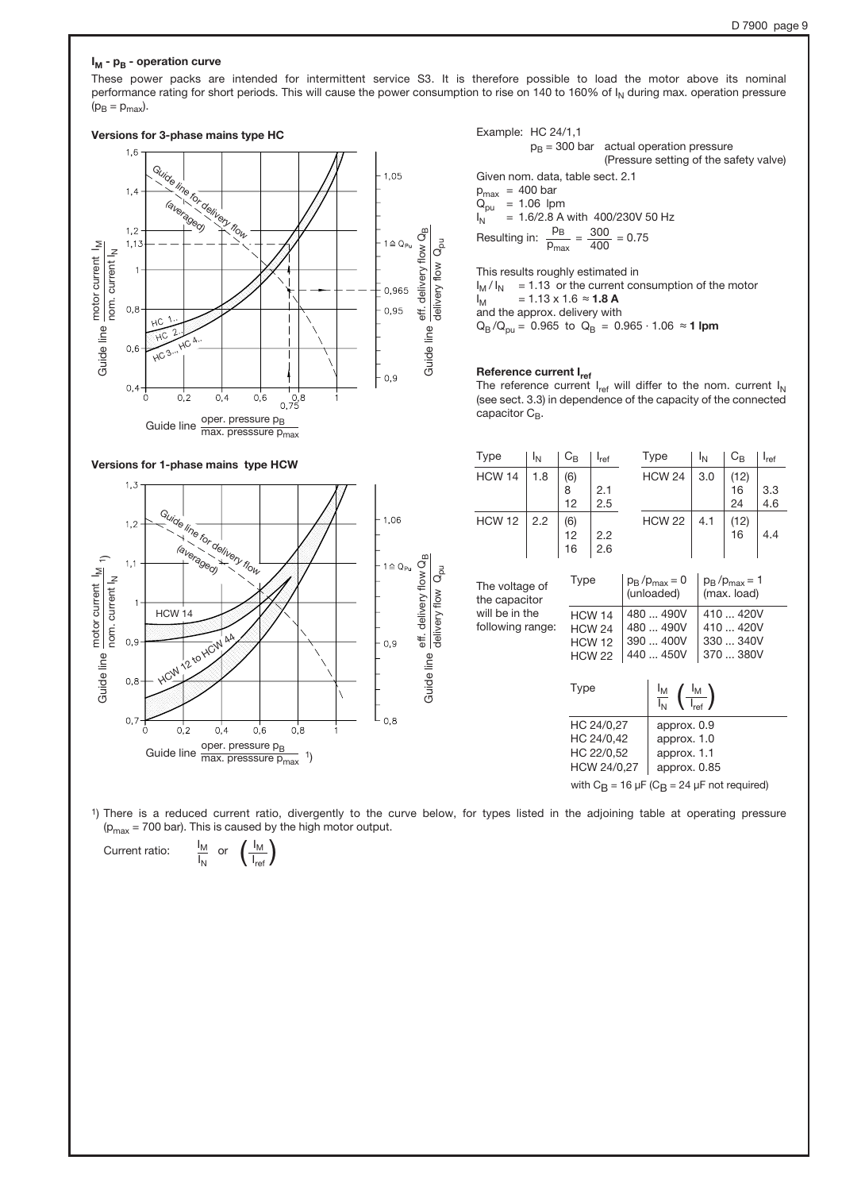### $I_M$ - $p_B$ - operation curve

These power packs are intended for intermittent service S3. It is therefore possible to load the motor above its nominal performance rating for short periods. This will cause the power consumption to rise on 140 to 160% of $I_N$ during max. operation pressure ($p_B = p_{max}$).

**Versions for 3-phase mains type HC**

**Versions for 1-phase mains type HCW**

Example: HC 24/1,1

$p_B$ = 300 bar actual operation pressure (Pressure setting of the safety valve)

Given nom. data, table sect. 2.1

$p_{max}$ = 400 bar
$Q_{pu}$ = 1.06 lpm
$I_N$ = 1.6/2.8 A with 400/230V 50 Hz

Resulting in: $\frac{p_B}{p_{max}} = \frac{300}{400} = 0.75$

This results roughly estimated in
$I_M / I_N$ = 1.13 or the current consumption of the motor
$I_M$ = 1.13 x 1.6 ≈ **1.8 A**
and the approx. delivery with
$Q_B/Q_{pu}$ = 0.965 to $Q_B$ = 0.965 · 1.06 ≈ **1 lpm**

**Reference current $I_{ref}$**

The reference current $I_{ref}$ will differ to the nom. current $I_N$ (see sect. 3.3) in dependence of the capacity of the connected capacitor $C_B$.

| Type | $I_N$ | $C_B$ | $I_{ref}$ |
|---|---|---|---|
| HCW 14 | 1.8 | (6) | |
| | | 8 | 2.1 |
| | | 12 | 2.5 |
| HCW 12 | 2.2 | (6) | |
| | | 12 | 2.2 |
| | | 16 | 2.6 |

| Type | $I_N$ | $C_B$ | $I_{ref}$ |
|---|---|---|---|
| HCW 24 | 3.0 | (12) | |
| | | 16 | 3.3 |
| | | 24 | 4.6 |
| HCW 22 | 4.1 | (12) | |
| | | 16 | 4.4 |

The voltage of the capacitor will be in the following range:

| Type | $p_B/p_{max} = 0$ (unloaded) | $p_B/p_{max} = 1$ (max. load) |
|---|---|---|
| HCW 14 | 480 ... 490V | 410 ... 420V |
| HCW 24 | 480 ... 490V | 410 ... 420V |
| HCW 12 | 390 ... 400V | 330 ... 340V |
| HCW 22 | 440 ... 450V | 370 ... 380V |

| Type | $\frac{I_M}{I_N}$ $\left(\frac{I_M}{I_{ref}}\right)$ |
|---|---|
| HC 24/0,27 | approx. 0.9 |
| HC 24/0,42 | approx. 1.0 |
| HC 22/0,52 | approx. 1.1 |
| HCW 24/0,27 | approx. 0.85 |

with $C_B$ = 16 µF ($C_B$ = 24 µF not required)

[1]) There is a reduced current ratio, divergently to the curve below, for types listed in the adjoining table at operating pressure ($p_{max}$ = 700 bar). This is caused by the high motor output.

Current ratio: $\frac{I_M}{I_N}$ or $\left(\frac{I_M}{I_{ref}}\right)$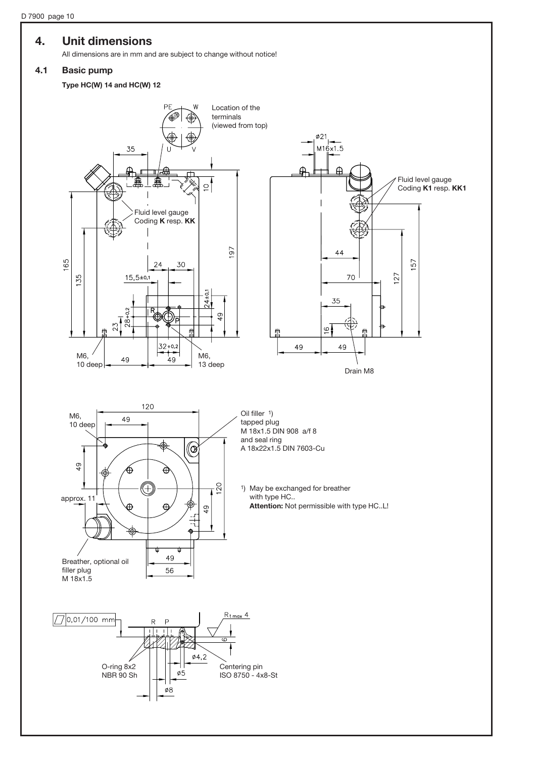# 4. Unit dimensions

All dimensions are in mm and are subject to change without notice!

## 4.1 Basic pump

**Type HC(W) 14 and HC(W) 12**

Location of the terminals (viewed from top)

PE, W, U, V

Fluid level gauge Coding **K** resp. **KK**

Fluid level gauge Coding **K1** resp. **KK1**

M6, 10 deep

M6, 13 deep

Drain M8

ø21

M16x1.5

Oil filler [1] tapped plug M 18x1.5 DIN 908 a/f 8 and seal ring A 18x22x1.5 DIN 7603-Cu

[1] May be exchanged for breather with type HC..
**Attention:** Not permissible with type HC..L!

Breather, optional oil filler plug M 18x1.5

approx. 11

0,01/100 mm

$R_{t\,max}$ 4

O-ring 8x2 NBR 90 Sh

Centering pin ISO 8750 - 4x8-St

ø4,2

ø5

ø8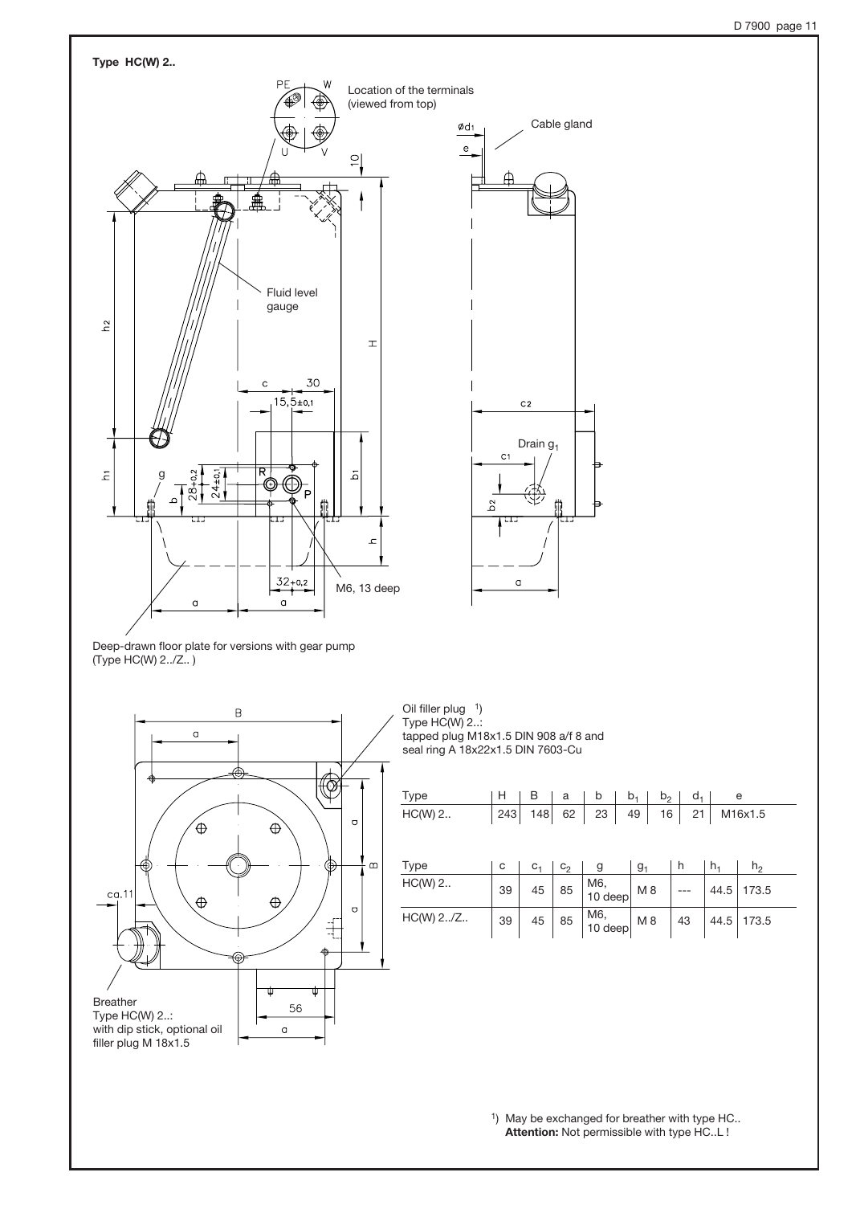**Type HC(W) 2..**

Location of the terminals (viewed from top)

Cable gland

Fluid level gauge

Drain $g_1$

M6, 13 deep

Deep-drawn floor plate for versions with gear pump (Type HC(W) 2../Z.. )

Oil filler plug [1]
Type HC(W) 2..:
tapped plug M18x1.5 DIN 908 a/f 8 and
seal ring A 18x22x1.5 DIN 7603-Cu

Breather
Type HC(W) 2..:
with dip stick, optional oil filler plug M 18x1.5

| Type | H | B | a | b | $b_1$ | $b_2$ | $d_1$ | e |
|---|---|---|---|---|---|---|---|---|
| HC(W) 2.. | 243 | 148 | 62 | 23 | 49 | 16 | 21 | M16x1.5 |

| Type | c | $c_1$ | $c_2$ | g | $g_1$ | h | $h_1$ | $h_2$ |
|---|---|---|---|---|---|---|---|---|
| HC(W) 2.. | 39 | 45 | 85 | M6, 10 deep | M 8 | --- | 44.5 | 173.5 |
| HC(W) 2../Z.. | 39 | 45 | 85 | M6, 10 deep | M 8 | 43 | 44.5 | 173.5 |

[1]) May be exchanged for breather with type HC..
**Attention:** Not permissible with type HC..L !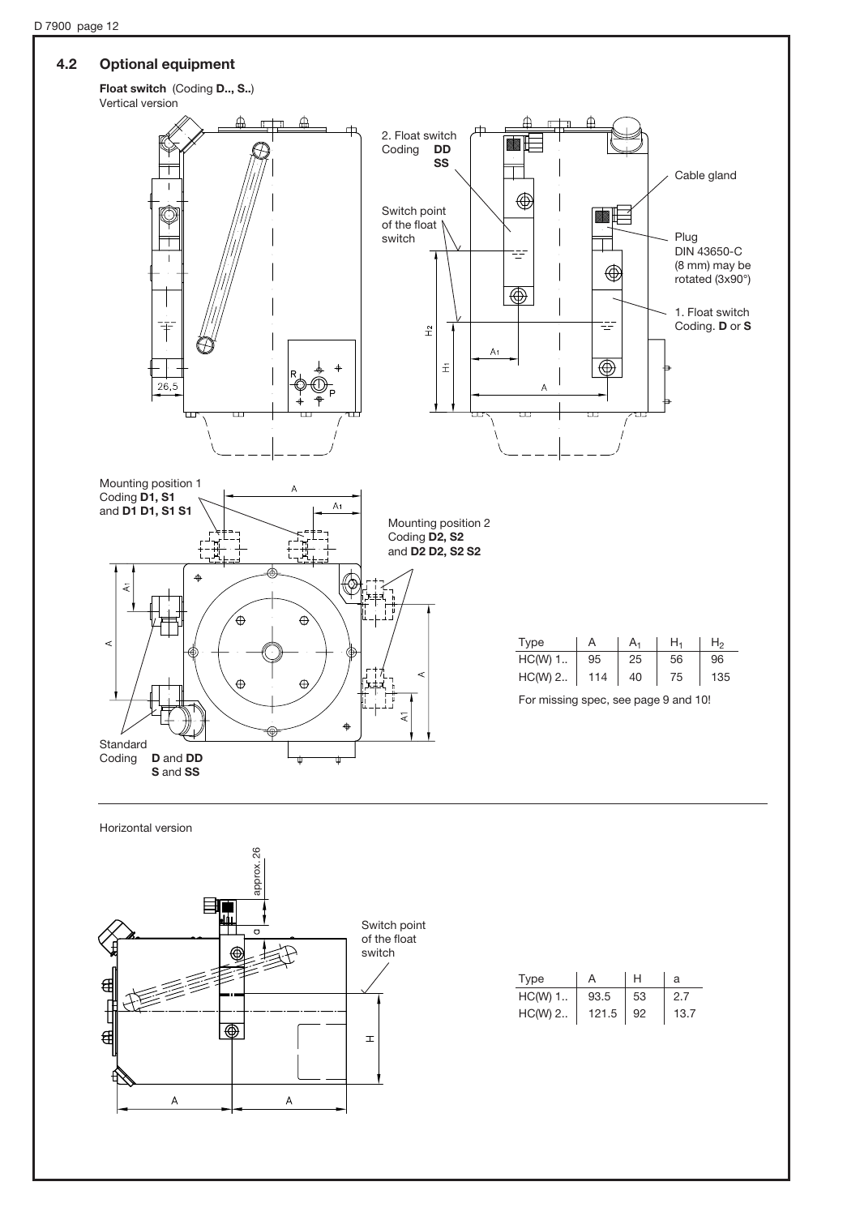## 4.2 Optional equipment

**Float switch** (Coding **D.., S..**)
Vertical version

2. Float switch
Coding **DD**
**SS**

Switch point of the float switch

Cable gland

Plug
DIN 43650-C
(8 mm) may be rotated (3x90°)

1. Float switch
Coding. **D** or **S**

Mounting position 1
Coding **D1, S1**
and **D1 D1, S1 S1**

Mounting position 2
Coding **D2, S2**
and **D2 D2, S2 S2**

Standard
Coding **D** and **DD**
**S** and **SS**

| Type | A | $A_1$ | $H_1$ | $H_2$ |
|---|---|---|---|---|
| HC(W) 1.. | 95 | 25 | 56 | 96 |
| HC(W) 2.. | 114 | 40 | 75 | 135 |

For missing spec, see page 9 and 10!

Horizontal version

Switch point of the float switch

| Type | A | H | a |
|---|---|---|---|
| HC(W) 1.. | 93.5 | 53 | 2.7 |
| HC(W) 2.. | 121.5 | 92 | 13.7 |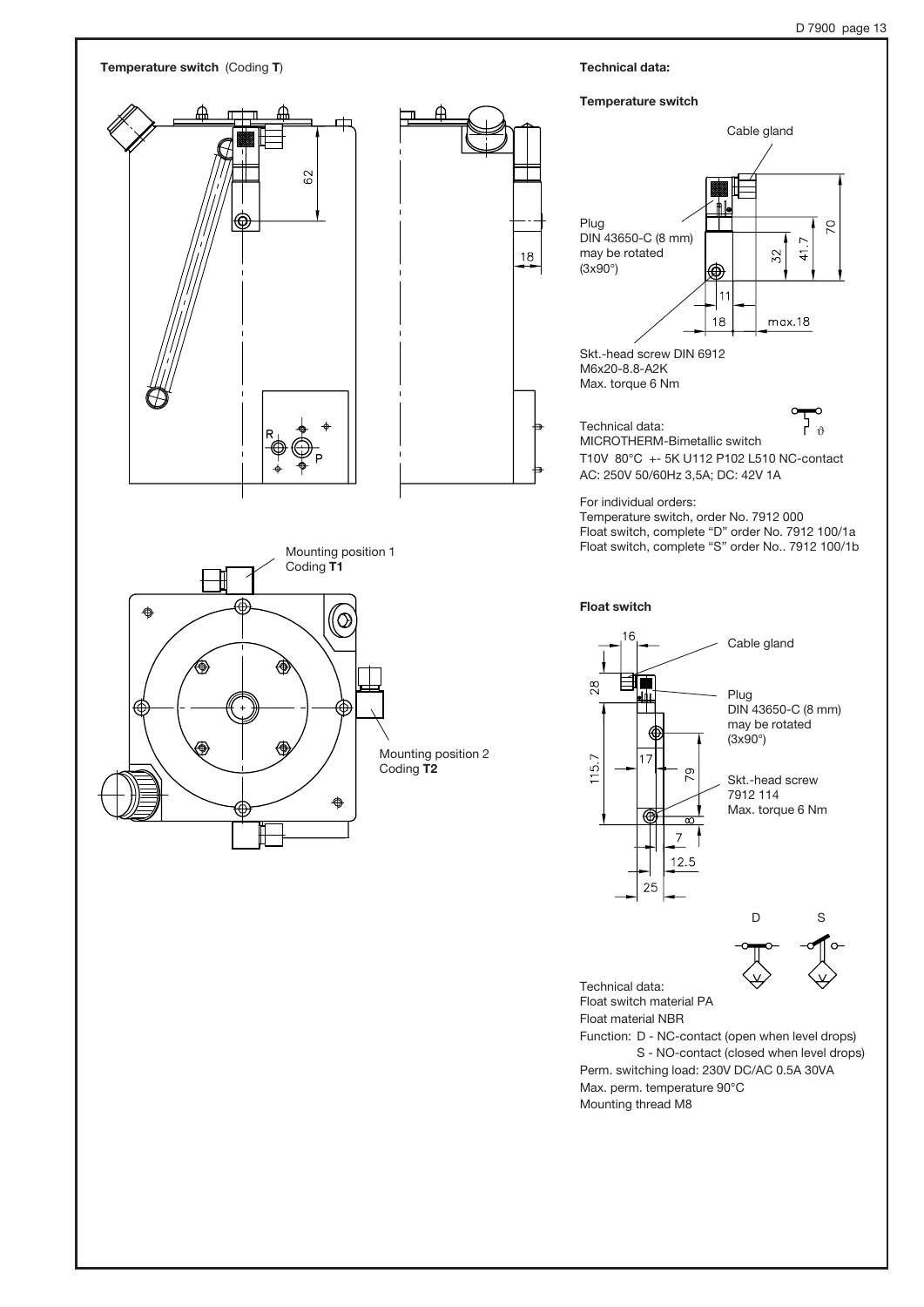## Temperature switch (Coding **T**)

Mounting position 1
Coding **T1**

Mounting position 2
Coding **T2**

## Technical data:

### Temperature switch

Cable gland

Plug
DIN 43650-C (8 mm)
may be rotated
(3x90°)

Skt.-head screw DIN 6912
M6x20-8.8-A2K
Max. torque 6 Nm

Technical data:
MICROTHERM-Bimetallic switch
T10V 80°C +- 5K U112 P102 L510 NC-contact
AC: 250V 50/60Hz 3,5A; DC: 42V 1A

For individual orders:
Temperature switch, order No. 7912 000
Float switch, complete "D" order No. 7912 100/1a
Float switch, complete "S" order No.. 7912 100/1b

### Float switch

Cable gland

Plug
DIN 43650-C (8 mm)
may be rotated
(3x90°)

Skt.-head screw
7912 114
Max. torque 6 Nm

Technical data:
Float switch material PA
Float material NBR
Function: D - NC-contact (open when level drops)
S - NO-contact (closed when level drops)
Perm. switching load: 230V DC/AC 0.5A 30VA
Max. perm. temperature 90°C
Mounting thread M8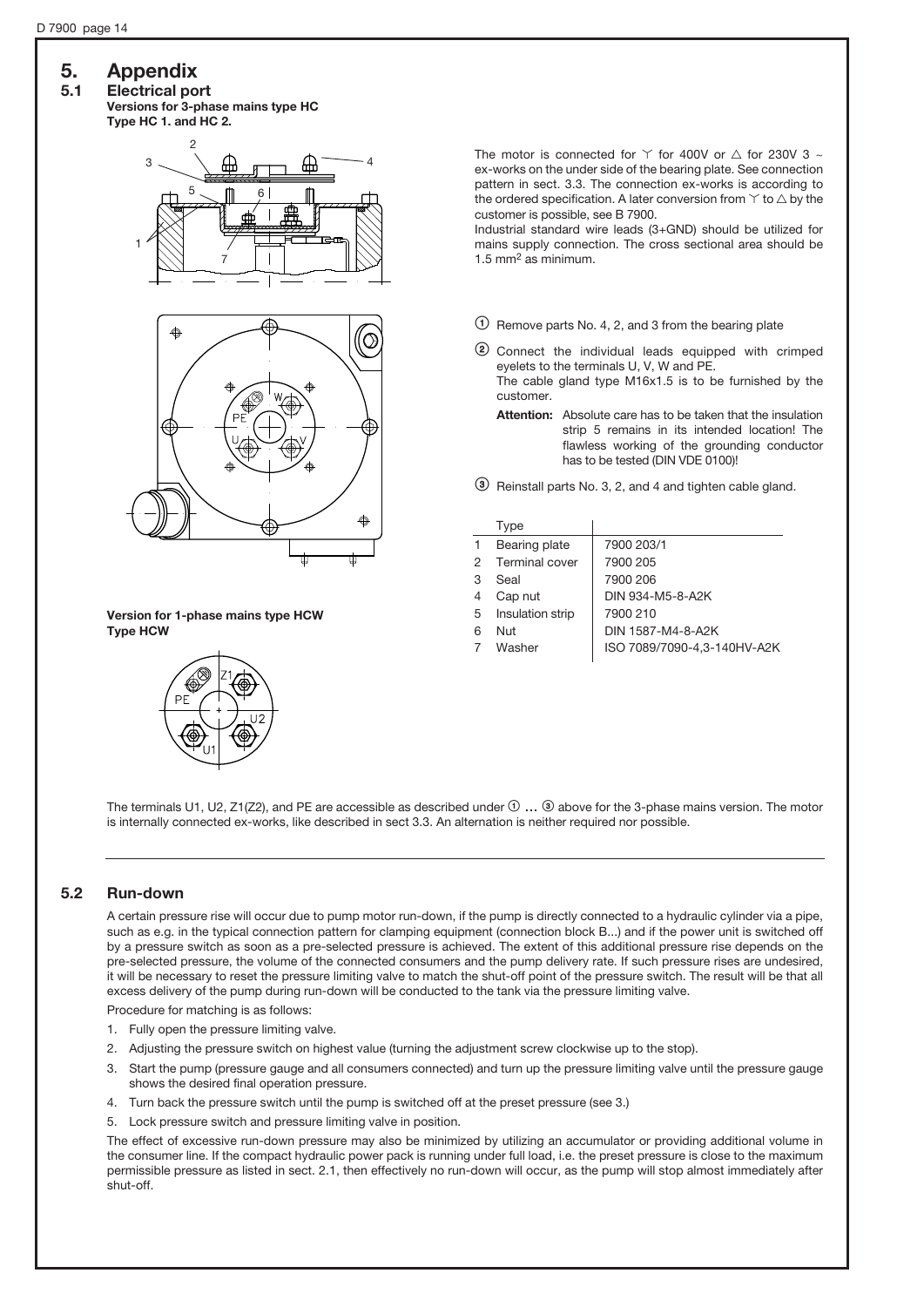# 5. Appendix

## 5.1 Electrical port

**Versions for 3-phase mains type HC**
**Type HC 1. and HC 2.**

The motor is connected for Y for 400V or △ for 230V 3 ~ ex-works on the under side of the bearing plate. See connection pattern in sect. 3.3. The connection ex-works is according to the ordered specification. A later conversion from Y to △ by the customer is possible, see B 7900.

Industrial standard wire leads (3+GND) should be utilized for mains supply connection. The cross sectional area should be 1.5 mm² as minimum.

① Remove parts No. 4, 2, and 3 from the bearing plate

② Connect the individual leads equipped with crimped eyelets to the terminals U, V, W and PE.
The cable gland type M16x1.5 is to be furnished by the customer.

**Attention:** Absolute care has to be taken that the insulation strip 5 remains in its intended location! The flawless working of the grounding conductor has to be tested (DIN VDE 0100)!

③ Reinstall parts No. 3, 2, and 4 and tighten cable gland.

| | Type | |
|---|---|---|
| 1 | Bearing plate | 7900 203/1 |
| 2 | Terminal cover | 7900 205 |
| 3 | Seal | 7900 206 |
| 4 | Cap nut | DIN 934-M5-8-A2K |
| 5 | Insulation strip | 7900 210 |
| 6 | Nut | DIN 1587-M4-8-A2K |
| 7 | Washer | ISO 7089/7090-4,3-140HV-A2K |

**Version for 1-phase mains type HCW**
**Type HCW**

The terminals U1, U2, Z1(Z2), and PE are accessible as described under ① ... ③ above for the 3-phase mains version. The motor is internally connected ex-works, like described in sect 3.3. An alternation is neither required nor possible.

## 5.2 Run-down

A certain pressure rise will occur due to pump motor run-down, if the pump is directly connected to a hydraulic cylinder via a pipe, such as e.g. in the typical connection pattern for clamping equipment (connection block B...) and if the power unit is switched off by a pressure switch as soon as a pre-selected pressure is achieved. The extent of this additional pressure rise depends on the pre-selected pressure, the volume of the connected consumers and the pump delivery rate. If such pressure rises are undesired, it will be necessary to reset the pressure limiting valve to match the shut-off point of the pressure switch. The result will be that all excess delivery of the pump during run-down will be conducted to the tank via the pressure limiting valve.

Procedure for matching is as follows:

1. Fully open the pressure limiting valve.
2. Adjusting the pressure switch on highest value (turning the adjustment screw clockwise up to the stop).
3. Start the pump (pressure gauge and all consumers connected) and turn up the pressure limiting valve until the pressure gauge shows the desired final operation pressure.
4. Turn back the pressure switch until the pump is switched off at the preset pressure (see 3.)
5. Lock pressure switch and pressure limiting valve in position.

The effect of excessive run-down pressure may also be minimized by utilizing an accumulator or providing additional volume in the consumer line. If the compact hydraulic power pack is running under full load, i.e. the preset pressure is close to the maximum permissible pressure as listed in sect. 2.1, then effectively no run-down will occur, as the pump will stop almost immediately after shut-off.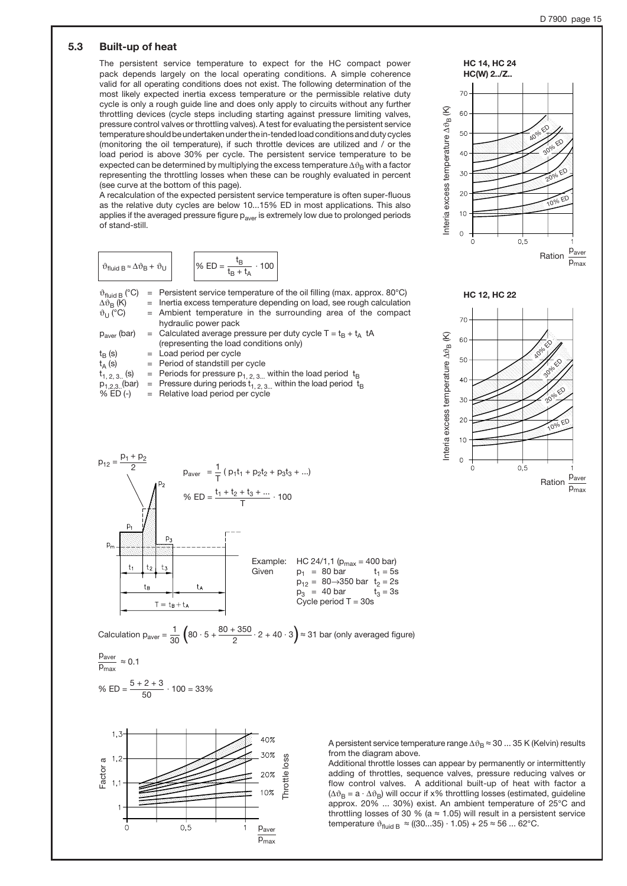## 5.3 Built-up of heat

The persistent service temperature to expect for the HC compact power pack depends largely on the local operating conditions. A simple coherence valid for all operating conditions does not exist. The following determination of the most likely expected inertia excess temperature or the permissible relative duty cycle is only a rough guide line and does only apply to circuits without any further throttling devices (cycle steps including starting against pressure limiting valves, pressure control valves or throttling valves). A test for evaluating the persistent service temperature should be undertaken under the in-tended load conditions and duty cycles (monitoring the oil temperature), if such throttle devices are utilized and / or the load period is above 30% per cycle. The persistent service temperature to be expected can be determined by multiplying the excess temperature $\Delta\vartheta_B$ with a factor representing the throttling losses when these can be roughly evaluated in percent (see curve at the bottom of this page).

A recalculation of the expected persistent service temperature is often super-fluous as the relative duty cycles are below 10...15% ED in most applications. This also applies if the averaged pressure figure $p_{aver}$ is extremely low due to prolonged periods of stand-still.

$$\vartheta_{fluid\,B} \approx \Delta\vartheta_B + \vartheta_U \qquad \%\,ED = \frac{t_B}{t_B + t_A} \cdot 100$$

| | | |
|---|---|---|
| $\vartheta_{fluid\,B}$ (°C) | = | Persistent service temperature of the oil filling (max. approx. 80°C) |
| $\Delta\vartheta_B$ (K) | = | Inertia excess temperature depending on load, see rough calculation |
| $\vartheta_U$ (°C) | = | Ambient temperature in the surrounding area of the compact hydraulic power pack |
| $p_{aver}$ (bar) | = | Calculated average pressure per duty cycle $T = t_B + t_A$ tA (representing the load conditions only) |
| $t_B$ (s) | = | Load period per cycle |
| $t_A$ (s) | = | Period of standstill per cycle |
| $t_{1,2,3..}$ (s) | = | Periods for pressure $p_{1,2,3...}$ within the load period $t_B$ |
| $p_{1,2,3..}$(bar) | = | Pressure during periods $t_{1,2,3...}$ within the load period $t_B$ |
| % ED (-) | = | Relative load period per cycle |

HC 14, HC 24
HC(W) 2../Z..

Diagram: Interia excess temperature $\Delta\vartheta_B$ (K) vs. Ration $\frac{p_{aver}}{p_{max}}$ (curves 10% ED, 20% ED, 30% ED, 40% ED)

HC 12, HC 22

Diagram: Interia excess temperature $\Delta\vartheta_B$ (K) vs. Ration $\frac{p_{aver}}{p_{max}}$ (curves 10% ED, 20% ED, 30% ED, 40% ED)

$$p_{12} = \frac{p_1 + p_2}{2}$$

$$p_{aver} = \frac{1}{T}\,(p_1 t_1 + p_2 t_2 + p_3 t_3 + ...)$$

$$\%\,ED = \frac{t_1 + t_2 + t_3 + ...}{T} \cdot 100$$

Example: HC 24/1,1 ($p_{max}$ = 400 bar)
Given
$p_1$ = 80 bar, $t_1$ = 5s
$p_{12}$ = 80→350 bar, $t_2$ = 2s
$p_3$ = 40 bar, $t_3$ = 3s
Cycle period T = 30s

Calculation $p_{aver} = \frac{1}{30}\left(80 \cdot 5 + \frac{80 + 350}{2} \cdot 2 + 40 \cdot 3\right) \approx 31$ bar (only averaged figure)

$$\frac{p_{aver}}{p_{max}} \approx 0.1$$

$$\%\,ED = \frac{5 + 2 + 3}{50} \cdot 100 = 33\%$$

Diagram: Factor a vs. $\frac{p_{aver}}{p_{max}}$ (Throttle loss 10%, 20%, 30%, 40%)

A persistent service temperature range $\Delta\vartheta_B \approx 30 ... 35$ K (Kelvin) results from the diagram above.

Additional throttle losses can appear by permanently or intermittently adding of throttles, sequence valves, pressure reducing valves or flow control valves. A additional built-up of heat with factor a ($\Delta\vartheta_B = a \cdot \Delta\vartheta_B$) will occur if x% throttling losses (estimated, guideline approx. 20% ... 30%) exist. An ambient temperature of 25°C and throttling losses of 30 % (a ≈ 1.05) will result in a persistent service temperature $\vartheta_{fluid\,B} \approx ((30...35) \cdot 1.05) + 25 \approx 56 ... 62$°C.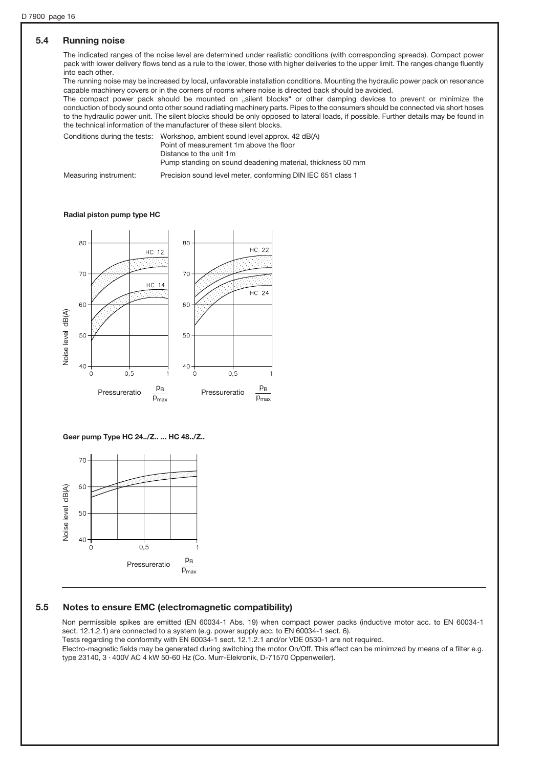## 5.4 Running noise

The indicated ranges of the noise level are determined under realistic conditions (with corresponding spreads). Compact power pack with lower delivery flows tend as a rule to the lower, those with higher deliveries to the upper limit. The ranges change fluently into each other.

The running noise may be increased by local, unfavorable installation conditions. Mounting the hydraulic power pack on resonance capable machinery covers or in the corners of rooms where noise is directed back should be avoided.

The compact power pack should be mounted on „silent blocks" or other damping devices to prevent or minimize the conduction of body sound onto other sound radiating machinery parts. Pipes to the consumers should be connected via short hoses to the hydraulic power unit. The silent blocks should be only opposed to lateral loads, if possible. Further details may be found in the technical information of the manufacturer of these silent blocks.

Conditions during the tests: Workshop, ambient sound level approx. 42 dB(A)
Point of measurement 1m above the floor
Distance to the unit 1m
Pump standing on sound deadening material, thickness 50 mm

Measuring instrument: Precision sound level meter, conforming DIN IEC 651 class 1

**Radial piston pump type HC**

Noise level dB(A) — HC 12, HC 14, HC 22, HC 24

Pressureratio $\frac{p_B}{p_{max}}$

**Gear pump Type HC 24../Z.. ... HC 48../Z..**

Noise level dB(A)

Pressureratio $\frac{p_B}{p_{max}}$

## 5.5 Notes to ensure EMC (electromagnetic compatibility)

Non permissible spikes are emitted (EN 60034-1 Abs. 19) when compact power packs (inductive motor acc. to EN 60034-1 sect. 12.1.2.1) are connected to a system (e.g. power supply acc. to EN 60034-1 sect. 6).

Tests regarding the conformity with EN 60034-1 sect. 12.1.2.1 and/or VDE 0530-1 are not required.

Electro-magnetic fields may be generated during switching the motor On/Off. This effect can be minimzed by means of a filter e.g. type 23140, 3 · 400V AC 4 kW 50-60 Hz (Co. Murr-Elekronik, D-71570 Oppenweiler).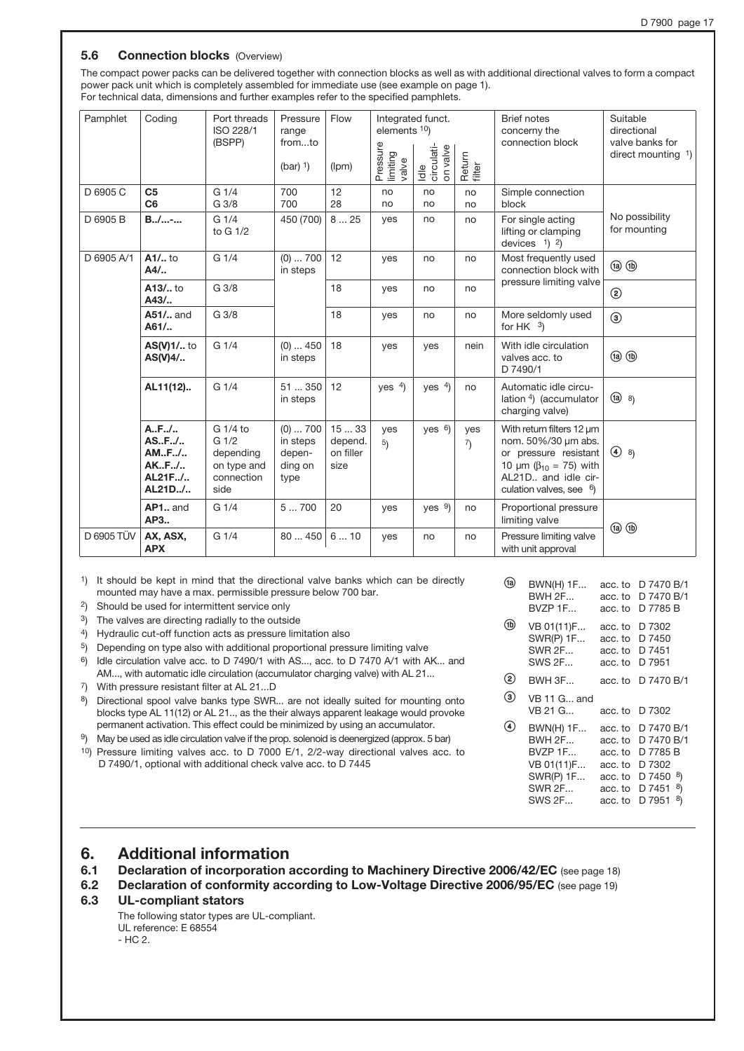### 5.6 Connection blocks (Overview)

The compact power packs can be delivered together with connection blocks as well as with additional directional valves to form a compact power pack unit which is completely assembled for immediate use (see example on page 1).
For technical data, dimensions and further examples refer to the specified pamphlets.

| Pamphlet | Coding | Port threads ISO 228/1 (BSPP) | Pressure range from...to (bar) [1] | Flow (lpm) | Integrated funct. elements [10] | | | Brief notes concerny the connection block | Suitable directional valve banks for direct mounting [1] |
|---|---|---|---|---|---|---|---|---|---|
| | | | | | Pressure limiting valve | Idle circulation valve | Return filter | | |
| D 6905 C | **C5** **C6** | G 1/4 G 3/8 | 700 700 | 12 28 | no no | no no | no no | Simple connection block | No possibility for mounting |
| D 6905 B | **B../...-...** | G 1/4 to G 1/2 | 450 (700) | 8 ... 25 | yes | no | no | For single acting lifting or clamping devices [1] [2] | |
| D 6905 A/1 | **A1/..** to **A4/..** | G 1/4 | (0) ... 700 in steps | 12 | yes | no | no | Most frequently used connection block with pressure limiting valve | (1a) (1b) |
| | **A13/..** to **A43/..** | G 3/8 | | 18 | yes | no | no | | (2) |
| | **A51/..** and **A61/..** | G 3/8 | | 18 | yes | no | no | More seldomly used for HK [3] | (3) |
| | **AS(V)1/..** to **AS(V)4/..** | G 1/4 | (0) ... 450 in steps | 18 | yes | yes | nein | With idle circulation valves acc. to D 7490/1 | (1a) (1b) |
| | **AL11(12)..** | G 1/4 | 51 ... 350 in steps | 12 | yes [4] | yes [4] | no | Automatic idle circulation [4] (accumulator charging valve) | (1a) [8] |
| | **A..F../..** **AS..F../..** **AM..F../..** **AK..F../..** **AL21F../..** **AL21D../..** | G 1/4 to G 1/2 depending on type and connection side | (0) ... 700 in steps depending on type | 15 ... 33 depend. on filler size | yes [5] | yes [6] | yes [7] | With return filters 12 µm nom. 50%/30 µm abs. or pressure resistant 10 µm ($\beta_{10}$ = 75) with AL21D.. and idle circulation valves, see [6] | (4) [8] |
| | **AP1..** and **AP3..** | G 1/4 | 5 ... 700 | 20 | yes | yes [9] | no | Proportional pressure limiting valve | (1a) (1b) |
| D 6905 TÜV | **AX, ASX, APX** | G 1/4 | 80 ... 450 | 6 ... 10 | yes | no | no | Pressure limiting valve with unit approval | |

1) It should be kept in mind that the directional valve banks which can be directly mounted may have a max. permissible pressure below 700 bar.
2) Should be used for intermittent service only
3) The valves are directing radially to the outside
4) Hydraulic cut-off function acts as pressure limitation also
5) Depending on type also with additional proportional pressure limiting valve
6) Idle circulation valve acc. to D 7490/1 with AS..., acc. to D 7470 A/1 with AK... and AM..., with automatic idle circulation (accumulator charging valve) with AL 21...
7) With pressure resistant filter at AL 21...D
8) Directional spool valve banks type SWR... are not ideally suited for mounting onto blocks type AL 11(12) or AL 21.., as the their always apparent leakage would provoke permanent activation. This effect could be minimized by using an accumulator.
9) May be used as idle circulation valve if the prop. solenoid is deenergized (approx. 5 bar)
10) Pressure limiting valves acc. to D 7000 E/1, 2/2-way directional valves acc. to D 7490/1, optional with additional check valve acc. to D 7445

(1a) BWN(H) 1F... acc. to D 7470 B/1
BWH 2F... acc. to D 7470 B/1
BVZP 1F... acc. to D 7785 B

(1b) VB 01(11)F... acc. to D 7302
SWR(P) 1F... acc. to D 7450
SWR 2F... acc. to D 7451
SWS 2F... acc. to D 7951

(2) BWH 3F... acc. to D 7470 B/1

(3) VB 11 G... and VB 21 G... acc. to D 7302

(4) BWN(H) 1F... acc. to D 7470 B/1
BWH 2F... acc. to D 7470 B/1
BVZP 1F... acc. to D 7785 B
VB 01(11)F... acc. to D 7302
SWR(P) 1F... acc. to D 7450 [8]
SWR 2F... acc. to D 7451 [8]
SWS 2F... acc. to D 7951 [8]

## 6. Additional information

### 6.1 Declaration of incorporation according to Machinery Directive 2006/42/EC (see page 18)

### 6.2 Declaration of conformity according to Low-Voltage Directive 2006/95/EC (see page 19)

### 6.3 UL-compliant stators

The following stator types are UL-compliant.
UL reference: E 68554
- HC 2.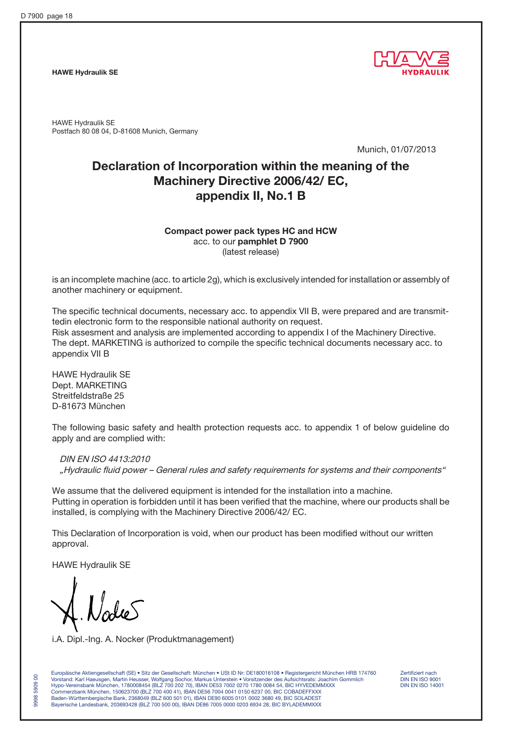**HAWE Hydraulik SE**

HAWE Hydraulik SE
Postfach 80 08 04, D-81608 Munich, Germany

Munich, 01/07/2013

# Declaration of Incorporation within the meaning of the Machinery Directive 2006/42/ EC, appendix II, No.1 B

**Compact power pack types HC and HCW**
acc. to our **pamphlet D 7900**
(latest release)

is an incomplete machine (acc. to article 2g), which is exclusively intended for installation or assembly of another machinery or equipment.

The specific technical documents, necessary acc. to appendix VII B, were prepared and are transmittedin electronic form to the responsible national authority on request.
Risk assesment and analysis are implemented according to appendix I of the Machinery Directive.
The dept. MARKETING is authorized to compile the specific technical documents necessary acc. to appendix VII B

HAWE Hydraulik SE
Dept. MARKETING
Streitfeldstraße 25
D-81673 München

The following basic safety and health protection requests acc. to appendix 1 of below guideline do apply and are complied with:

*DIN EN ISO 4413:2010*
*„Hydraulic fluid power – General rules and safety requirements for systems and their components“*

We assume that the delivered equipment is intended for the installation into a machine.
Putting in operation is forbidden until it has been verified that the machine, where our products shall be installed, is complying with the Machinery Directive 2006/42/ EC.

This Declaration of Incorporation is void, when our product has been modified without our written approval.

HAWE Hydraulik SE

i.A. Dipl.-Ing. A. Nocker (Produktmanagement)

Europäische Aktiengesellschaft (SE) • Sitz der Gesellschaft: München • USt ID Nr: DE180016108 • Registergericht München HRB 174760
Vorstand: Karl Haeusgen, Martin Heusser, Wolfgang Sochor, Markus Unterstein • Vorsitzender des Aufsichtsrats: Joachim Gommlich
Hypo-Vereinsbank München, 1780008454 (BLZ 700 202 70), IBAN DE53 7002 0270 1780 0084 54, BIC HYVEDEMMXXX
Commerzbank München, 150623700 (BLZ 700 400 41), IBAN DE56 7004 0041 0150 6237 00, BIC COBADEFFXXX
Baden-Württembergische Bank, 2368049 (BLZ 600 501 01), IBAN DE90 6005 0101 0002 3680 49, BIC SOLADEST
Bayerische Landesbank, 203693428 (BLZ 700 500 00), IBAN DE86 7005 0000 0203 6934 28, BIC BYLADEMMXXX

Zertifiziert nach
DIN EN ISO 9001
DIN EN ISO 14001

9998 5909 00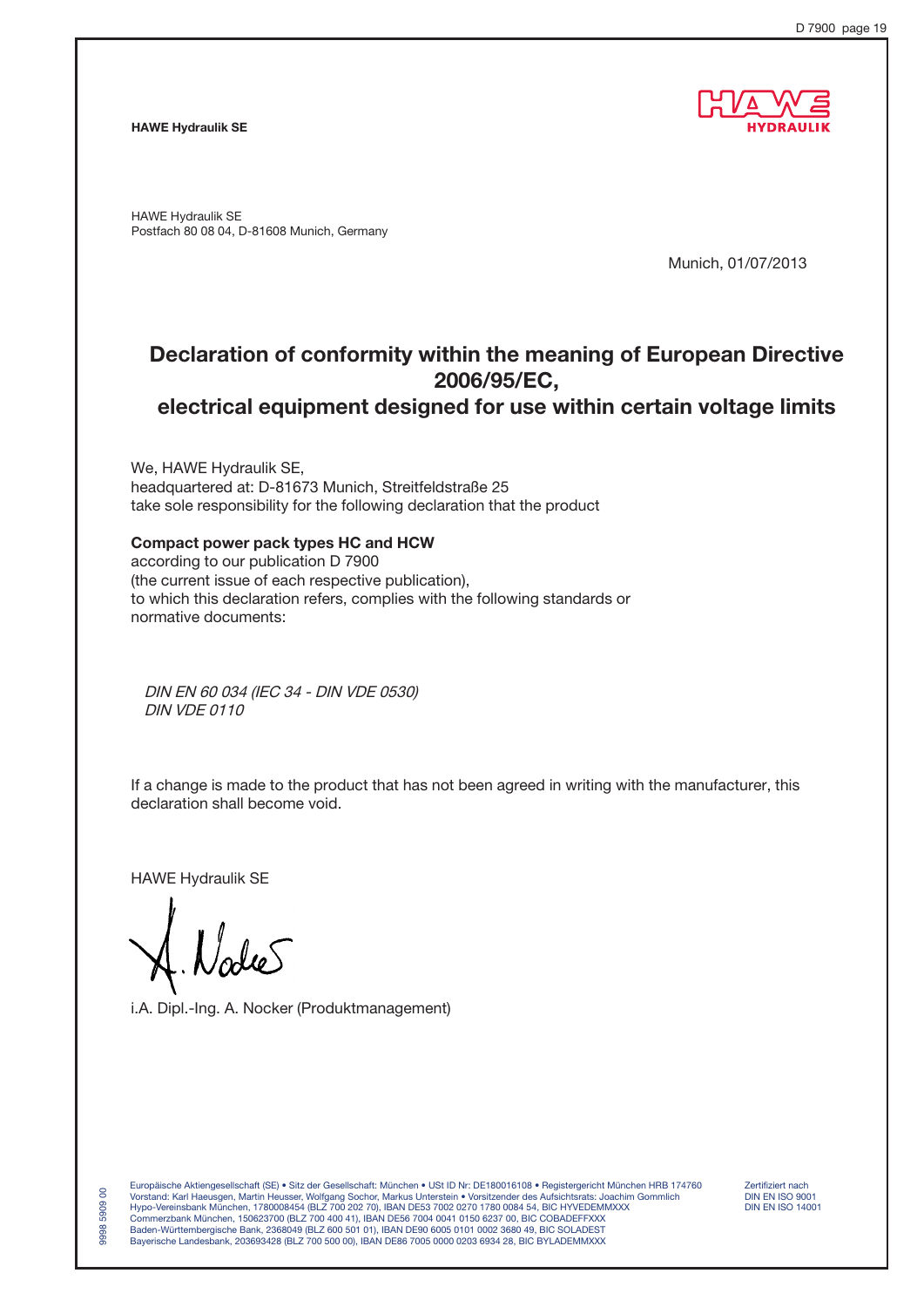**HAWE Hydraulik SE**

HAWE Hydraulik SE
Postfach 80 08 04, D-81608 Munich, Germany

Munich, 01/07/2013

# Declaration of conformity within the meaning of European Directive 2006/95/EC, electrical equipment designed for use within certain voltage limits

We, HAWE Hydraulik SE,
headquartered at: D-81673 Munich, Streitfeldstraße 25
take sole responsibility for the following declaration that the product

**Compact power pack types HC and HCW**
according to our publication D 7900
(the current issue of each respective publication),
to which this declaration refers, complies with the following standards or normative documents:

*DIN EN 60 034 (IEC 34 - DIN VDE 0530)*
*DIN VDE 0110*

If a change is made to the product that has not been agreed in writing with the manufacturer, this declaration shall become void.

HAWE Hydraulik SE

i.A. Dipl.-Ing. A. Nocker (Produktmanagement)

Europäische Aktiengesellschaft (SE) • Sitz der Gesellschaft: München • USt ID Nr: DE180016108 • Registergericht München HRB 174760
Vorstand: Karl Haeusgen, Martin Heusser, Wolfgang Sochor, Markus Unterstein • Vorsitzender des Aufsichtsrats: Joachim Gommlich
Hypo-Vereinsbank München, 1780008454 (BLZ 700 202 70), IBAN DE53 7002 0270 1780 0084 54, BIC HYVEDEMMXXX
Commerzbank München, 150623700 (BLZ 700 400 41), IBAN DE56 7004 0041 0150 6237 00, BIC COBADEFFXXX
Baden-Württembergische Bank, 2368049 (BLZ 600 501 01), IBAN DE90 6005 0101 0002 3680 49, BIC SOLADEST
Bayerische Landesbank, 203693428 (BLZ 700 500 00), IBAN DE86 7005 0000 0203 6934 28, BIC BYLADEMMXXX

Zertifiziert nach
DIN EN ISO 9001
DIN EN ISO 14001

9998 5909 00